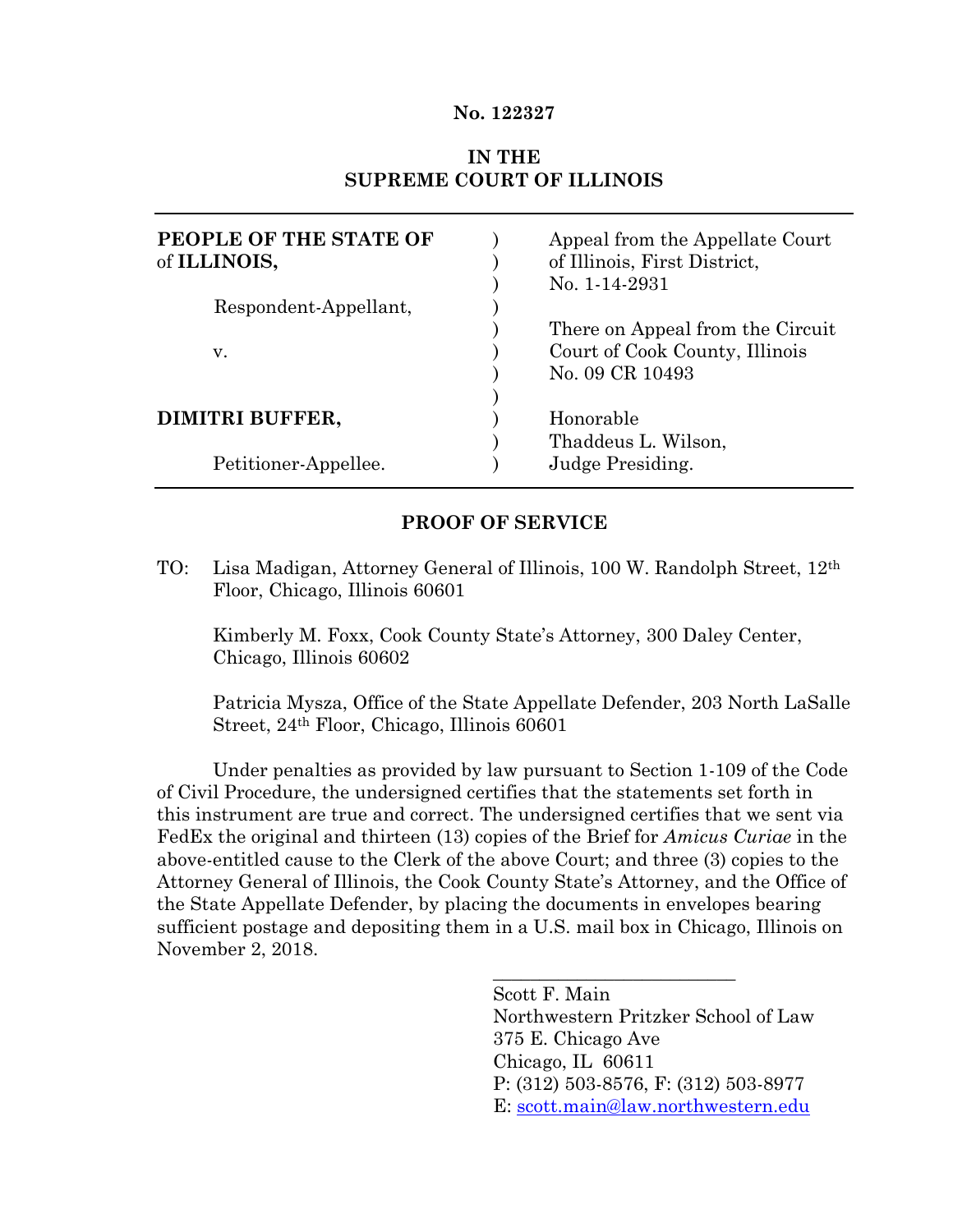**No. 122327**

**IN THE**
**SUPREME COURT OF ILLINOIS**

| | | |
|---|---|---|
| **PEOPLE OF THE STATE OF** of **ILLINOIS,** | ) | Appeal from the Appellate Court of Illinois, First District, No. 1-14-2931 |
| Respondent-Appellant, | ) | |
| v. | ) | There on Appeal from the Circuit Court of Cook County, Illinois No. 09 CR 10493 |
| **DIMITRI BUFFER,** | ) | Honorable Thaddeus L. Wilson, Judge Presiding. |
| Petitioner-Appellee. | ) | |

**PROOF OF SERVICE**

TO: Lisa Madigan, Attorney General of Illinois, 100 W. Randolph Street, 12th Floor, Chicago, Illinois 60601

Kimberly M. Foxx, Cook County State's Attorney, 300 Daley Center, Chicago, Illinois 60602

Patricia Mysza, Office of the State Appellate Defender, 203 North LaSalle Street, 24th Floor, Chicago, Illinois 60601

Under penalties as provided by law pursuant to Section 1-109 of the Code of Civil Procedure, the undersigned certifies that the statements set forth in this instrument are true and correct. The undersigned certifies that we sent via FedEx the original and thirteen (13) copies of the Brief for *Amicus Curiae* in the above-entitled cause to the Clerk of the above Court; and three (3) copies to the Attorney General of Illinois, the Cook County State's Attorney, and the Office of the State Appellate Defender, by placing the documents in envelopes bearing sufficient postage and depositing them in a U.S. mail box in Chicago, Illinois on November 2, 2018.

\_\_\_\_\_\_\_\_\_\_\_\_\_\_\_\_\_\_\_\_\_\_\_\_\_\_

Scott F. Main
Northwestern Pritzker School of Law
375 E. Chicago Ave
Chicago, IL 60611
P: (312) 503-8576, F: (312) 503-8977
E: scott.main@law.northwestern.edu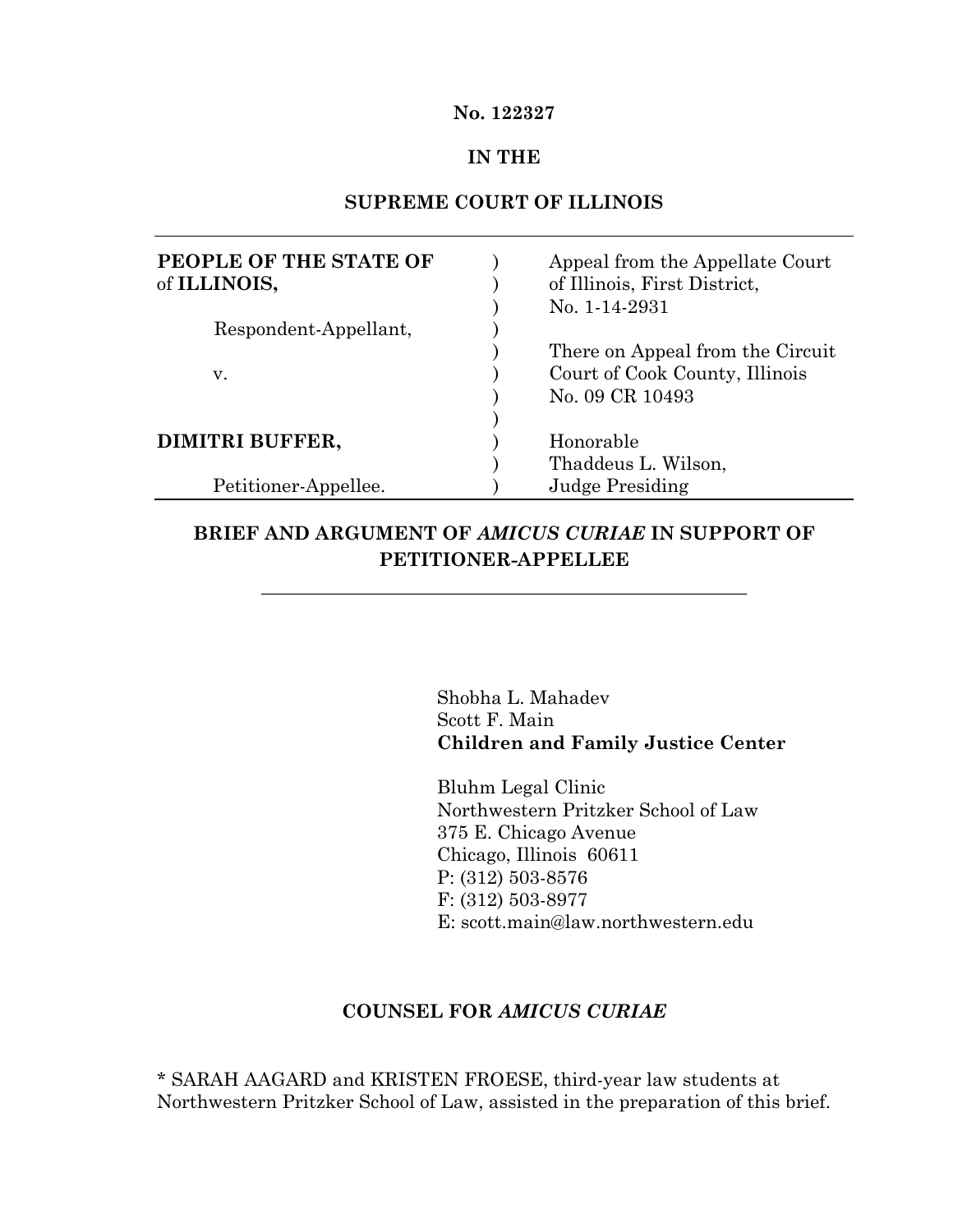**No. 122327**

**IN THE**

**SUPREME COURT OF ILLINOIS**

| | | |
|---|---|---|
| **PEOPLE OF THE STATE OF** of **ILLINOIS,** | ) | Appeal from the Appellate Court of Illinois, First District, No. 1-14-2931 |
| Respondent-Appellant, | ) | |
| v. | ) | There on Appeal from the Circuit Court of Cook County, Illinois No. 09 CR 10493 |
| **DIMITRI BUFFER,** | ) | Honorable Thaddeus L. Wilson, Judge Presiding |
| Petitioner-Appellee. | ) | |

**BRIEF AND ARGUMENT OF *AMICUS CURIAE* IN SUPPORT OF PETITIONER-APPELLEE**

---

Shobha L. Mahadev
Scott F. Main
**Children and Family Justice Center**

Bluhm Legal Clinic
Northwestern Pritzker School of Law
375 E. Chicago Avenue
Chicago, Illinois 60611
P: (312) 503-8576
F: (312) 503-8977
E: scott.main@law.northwestern.edu

**COUNSEL FOR *AMICUS CURIAE***

* SARAH AAGARD and KRISTEN FROESE, third-year law students at Northwestern Pritzker School of Law, assisted in the preparation of this brief.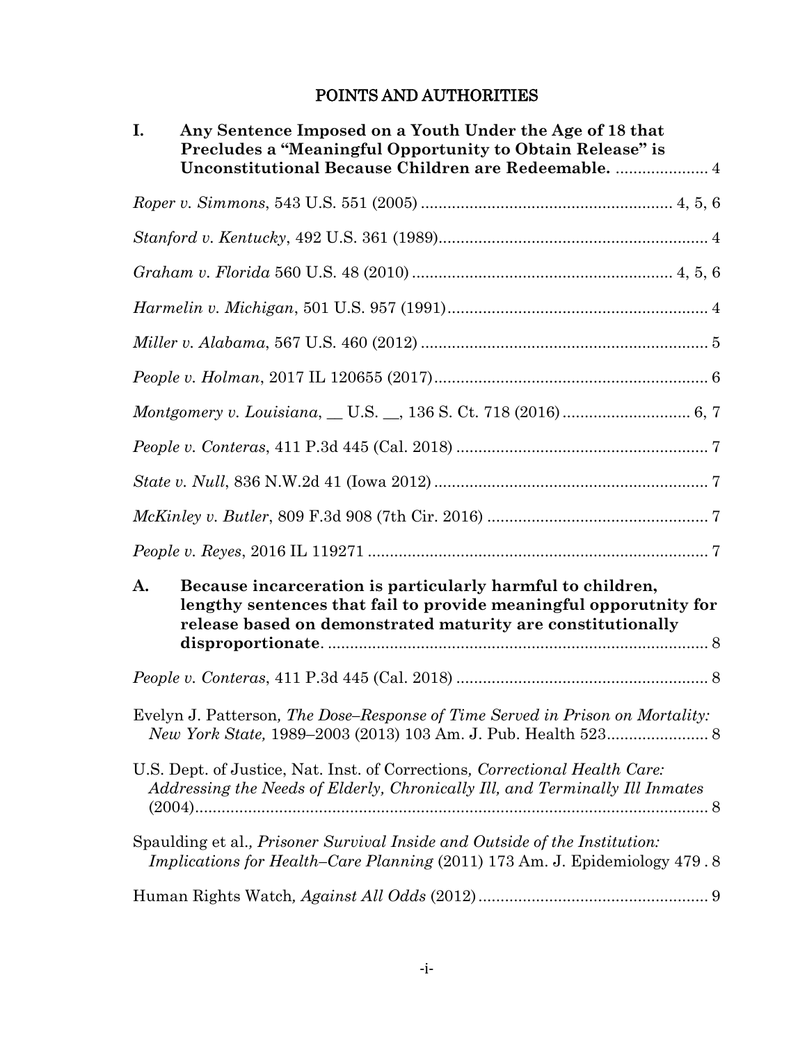# POINTS AND AUTHORITIES

**I. Any Sentence Imposed on a Youth Under the Age of 18 that Precludes a "Meaningful Opportunity to Obtain Release" is Unconstitutional Because Children are Redeemable.** ..................... 4

*Roper v. Simmons*, 543 U.S. 551 (2005) ........................................................ 4, 5, 6

*Stanford v. Kentucky*, 492 U.S. 361 (1989)............................................................ 4

*Graham v. Florida* 560 U.S. 48 (2010) .......................................................... 4, 5, 6

*Harmelin v. Michigan*, 501 U.S. 957 (1991)........................................................... 4

*Miller v. Alabama*, 567 U.S. 460 (2012) ................................................................. 5

*People v. Holman*, 2017 IL 120655 (2017).............................................................. 6

*Montgomery v. Louisiana*, __ U.S. __, 136 S. Ct. 718 (2016)............................. 6, 7

*People v. Conteras*, 411 P.3d 445 (Cal. 2018) ......................................................... 7

*State v. Null*, 836 N.W.2d 41 (Iowa 2012) .............................................................. 7

*McKinley v. Butler*, 809 F.3d 908 (7th Cir. 2016) .................................................. 7

*People v. Reyes*, 2016 IL 119271 ............................................................................. 7

**A. Because incarceration is particularly harmful to children, lengthy sentences that fail to provide meaningful opporutnity for release based on demonstrated maturity are constitutionally disproportionate**. ...................................................................................... 8

*People v. Conteras*, 411 P.3d 445 (Cal. 2018) ......................................................... 8

Evelyn J. Patterson*, The Dose–Response of Time Served in Prison on Mortality: New York State,* 1989–2003 (2013) 103 Am. J. Pub. Health 523....................... 8

U.S. Dept. of Justice, Nat. Inst. of Corrections*, Correctional Health Care: Addressing the Needs of Elderly, Chronically Ill, and Terminally Ill Inmates* (2004)..................................................................................................................... 8

Spaulding et al.*, Prisoner Survival Inside and Outside of the Institution: Implications for Health–Care Planning* (2011) 173 Am. J. Epidemiology 479 . 8

Human Rights Watch*, Against All Odds* (2012).................................................... 9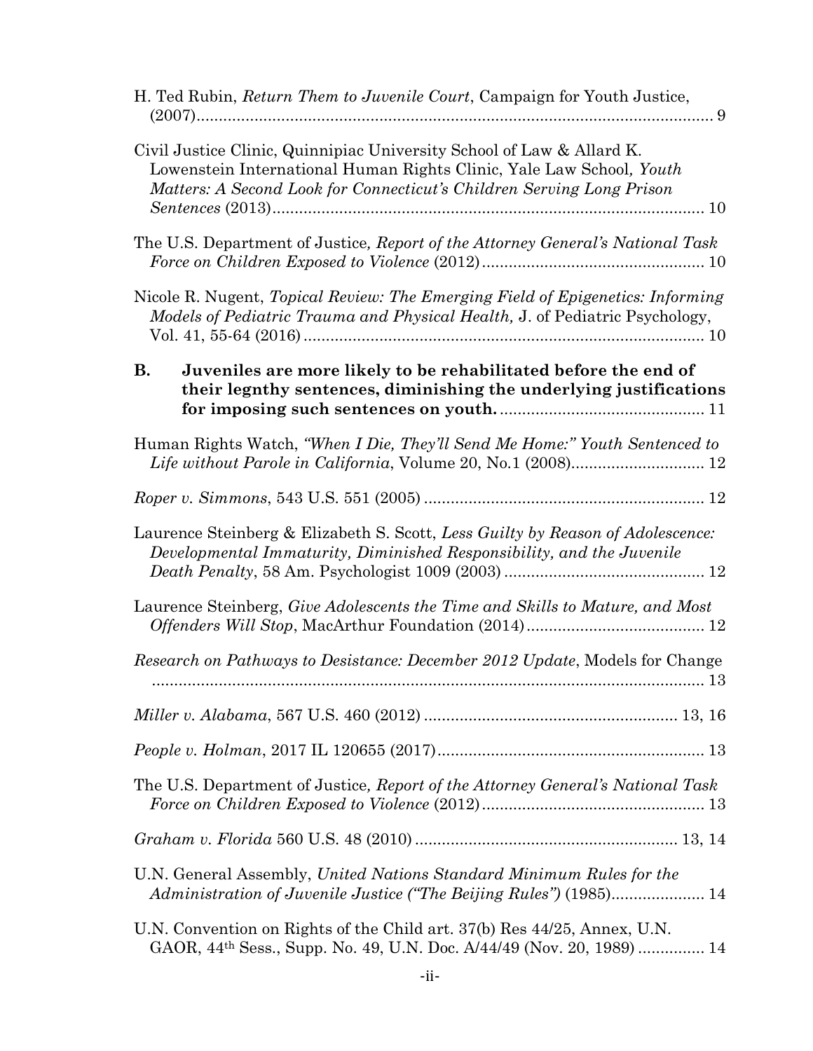H. Ted Rubin, *Return Them to Juvenile Court*, Campaign for Youth Justice, (2007).......................................................................................................... 9

Civil Justice Clinic, Quinnipiac University School of Law & Allard K. Lowenstein International Human Rights Clinic, Yale Law School*, Youth Matters: A Second Look for Connecticut's Children Serving Long Prison Sentences* (2013).................................................................................................. 10

The U.S. Department of Justice*, Report of the Attorney General's National Task Force on Children Exposed to Violence* (2012)................................................. 10

Nicole R. Nugent, *Topical Review: The Emerging Field of Epigenetics: Informing Models of Pediatric Trauma and Physical Health,* J. of Pediatric Psychology, Vol. 41, 55-64 (2016)........................................................................................ 10

**B. Juveniles are more likely to be rehabilitated before the end of their legnthy sentences, diminishing the underlying justifications for imposing such sentences on youth.**.............................................. 11

Human Rights Watch, *"When I Die, They'll Send Me Home:" Youth Sentenced to Life without Parole in California*, Volume 20, No.1 (2008).............................. 12

*Roper v. Simmons*, 543 U.S. 551 (2005)............................................................... 12

Laurence Steinberg & Elizabeth S. Scott, *Less Guilty by Reason of Adolescence: Developmental Immaturity, Diminished Responsibility, and the Juvenile Death Penalty*, 58 Am. Psychologist 1009 (2003)............................................. 12

Laurence Steinberg, *Give Adolescents the Time and Skills to Mature, and Most Offenders Will Stop*, MacArthur Foundation (2014)........................................ 12

*Research on Pathways to Desistance: December 2012 Update*, Models for Change ................................................................................................................ 13

*Miller v. Alabama*, 567 U.S. 460 (2012)......................................................... 13, 16

*People v. Holman*, 2017 IL 120655 (2017)............................................................ 13

The U.S. Department of Justice*, Report of the Attorney General's National Task Force on Children Exposed to Violence* (2012)................................................. 13

*Graham v. Florida* 560 U.S. 48 (2010)............................................................ 13, 14

U.N. General Assembly, *United Nations Standard Minimum Rules for the Administration of Juvenile Justice ("The Beijing Rules")* (1985)..................... 14

U.N. Convention on Rights of the Child art. 37(b) Res 44/25, Annex, U.N. GAOR, 44th Sess., Supp. No. 49, U.N. Doc. A/44/49 (Nov. 20, 1989)............... 14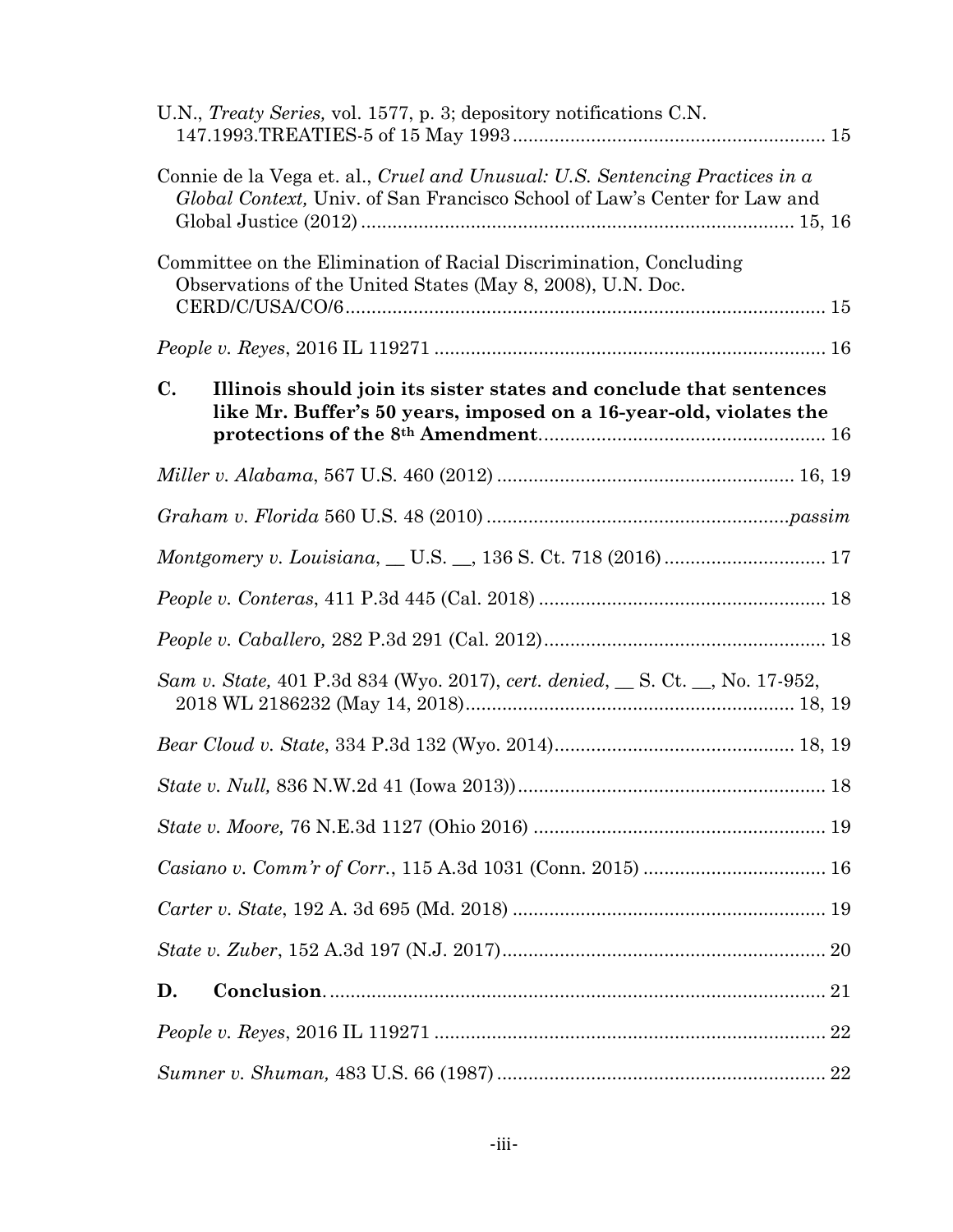U.N., *Treaty Series,* vol. 1577, p. 3; depository notifications C.N. 147.1993.TREATIES-5 of 15 May 1993 ........................................................... 15

Connie de la Vega et. al., *Cruel and Unusual: U.S. Sentencing Practices in a Global Context,* Univ. of San Francisco School of Law's Center for Law and Global Justice (2012) ................................................................................. 15, 16

Committee on the Elimination of Racial Discrimination, Concluding Observations of the United States (May 8, 2008), U.N. Doc. CERD/C/USA/CO/6 ......................................................................................... 15

*People v. Reyes*, 2016 IL 119271 ......................................................................... 16

**C. Illinois should join its sister states and conclude that sentences like Mr. Buffer's 50 years, imposed on a 16-year-old, violates the protections of the 8th Amendment** ...................................................... 16

*Miller v. Alabama*, 567 U.S. 460 (2012) ........................................................ 16, 19

*Graham v. Florida* 560 U.S. 48 (2010) .........................................................*passim*

*Montgomery v. Louisiana*, __ U.S. __, 136 S. Ct. 718 (2016) ............................... 17

*People v. Conteras*, 411 P.3d 445 (Cal. 2018) ...................................................... 18

*People v. Caballero,* 282 P.3d 291 (Cal. 2012) ..................................................... 18

*Sam v. State,* 401 P.3d 834 (Wyo. 2017), *cert. denied*, __ S. Ct. __, No. 17-952, 2018 WL 2186232 (May 14, 2018) ............................................................... 18, 19

*Bear Cloud v. State*, 334 P.3d 132 (Wyo. 2014) ............................................. 18, 19

*State v. Null,* 836 N.W.2d 41 (Iowa 2013)) .......................................................... 18

*State v. Moore,* 76 N.E.3d 1127 (Ohio 2016) ....................................................... 19

*Casiano v. Comm'r of Corr.*, 115 A.3d 1031 (Conn. 2015) ................................... 16

*Carter v. State*, 192 A. 3d 695 (Md. 2018) ........................................................... 19

*State v. Zuber*, 152 A.3d 197 (N.J. 2017) ............................................................. 20

**D. Conclusion** ................................................................................................ 21

*People v. Reyes*, 2016 IL 119271 ......................................................................... 22

*Sumner v. Shuman,* 483 U.S. 66 (1987) .............................................................. 22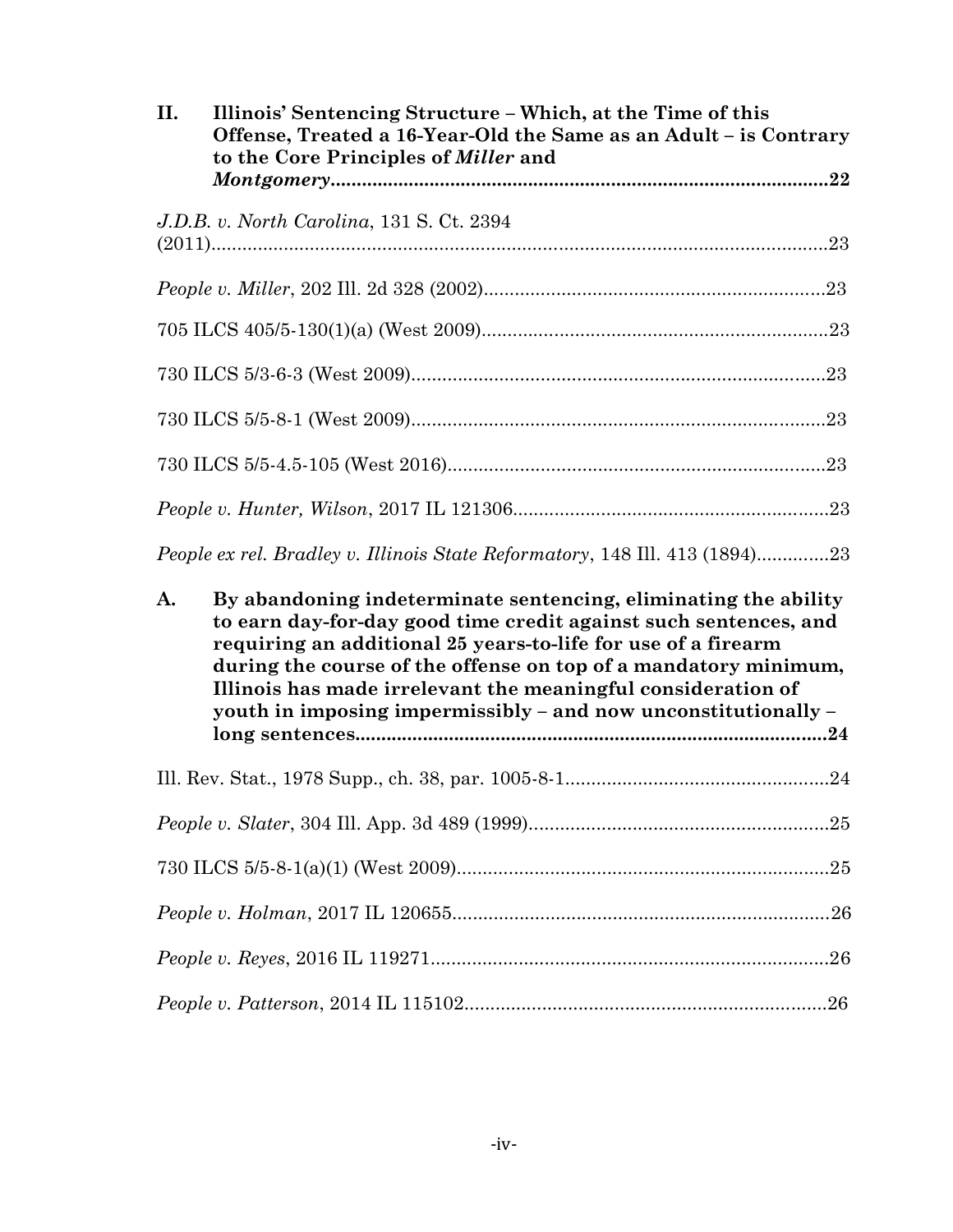**II. Illinois' Sentencing Structure – Which, at the Time of this Offense, Treated a 16-Year-Old the Same as an Adult – is Contrary to the Core Principles of *Miller* and *Montgomery*.................................................................................................22**

*J.D.B. v. North Carolina*, 131 S. Ct. 2394 (2011)..........................................................................................................23

*People v. Miller*, 202 Ill. 2d 328 (2002)..................................................................23

705 ILCS 405/5-130(1)(a) (West 2009)...................................................................23

730 ILCS 5/3-6-3 (West 2009).................................................................................23

730 ILCS 5/5-8-1 (West 2009).................................................................................23

730 ILCS 5/5-4.5-105 (West 2016)..........................................................................23

*People v. Hunter, Wilson*, 2017 IL 121306..............................................................23

*People ex rel. Bradley v. Illinois State Reformatory*, 148 Ill. 413 (1894)..............23

**A. By abandoning indeterminate sentencing, eliminating the ability to earn day-for-day good time credit against such sentences, and requiring an additional 25 years-to-life for use of a firearm during the course of the offense on top of a mandatory minimum, Illinois has made irrelevant the meaningful consideration of youth in imposing impermissibly – and now unconstitutionally – long sentences...........................................................................................24**

Ill. Rev. Stat., 1978 Supp., ch. 38, par. 1005-8-1...................................................24

*People v. Slater*, 304 Ill. App. 3d 489 (1999)...........................................................25

730 ILCS 5/5-8-1(a)(1) (West 2009).........................................................................25

*People v. Holman*, 2017 IL 120655.........................................................................26

*People v. Reyes*, 2016 IL 119271.............................................................................26

*People v. Patterson*, 2014 IL 115102.......................................................................26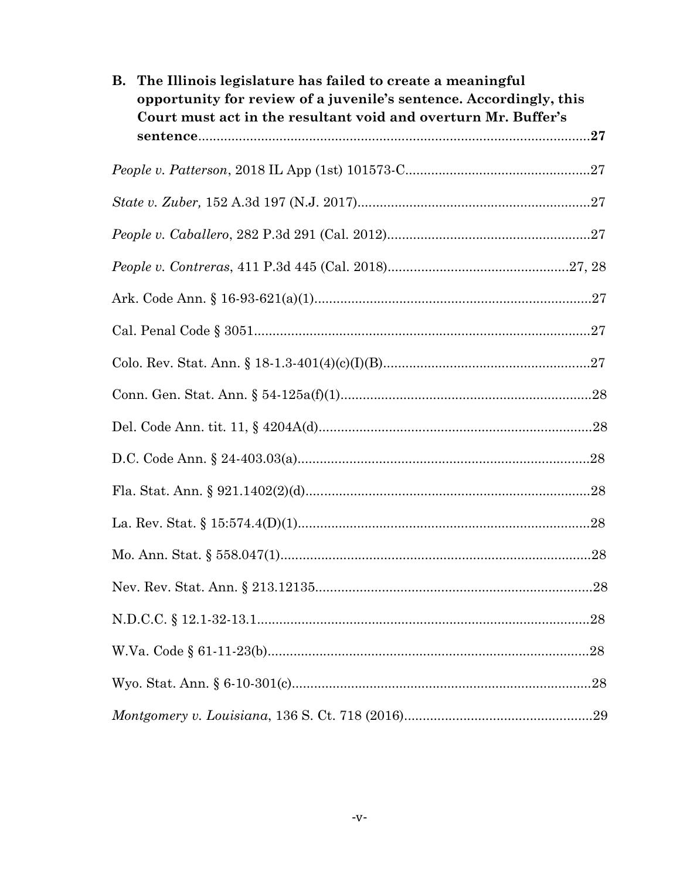**B. The Illinois legislature has failed to create a meaningful opportunity for review of a juvenile's sentence. Accordingly, this Court must act in the resultant void and overturn Mr. Buffer's sentence**..........................................................................................................**27**

*People v. Patterson*, 2018 IL App (1st) 101573-C..................................................27

*State v. Zuber,* 152 A.3d 197 (N.J. 2017)...............................................................27

*People v. Caballero*, 282 P.3d 291 (Cal. 2012).......................................................27

*People v. Contreras*, 411 P.3d 445 (Cal. 2018).................................................27, 28

Ark. Code Ann. § 16-93-621(a)(1)...........................................................................27

Cal. Penal Code § 3051...........................................................................................27

Colo. Rev. Stat. Ann. § 18-1.3-401(4)(c)(I)(B).......................................................27

Conn. Gen. Stat. Ann. § 54-125a(f)(1)....................................................................28

Del. Code Ann. tit. 11, § 4204A(d)..........................................................................28

D.C. Code Ann. § 24-403.03(a)...............................................................................28

Fla. Stat. Ann. § 921.1402(2)(d).............................................................................28

La. Rev. Stat. § 15:574.4(D)(1)...............................................................................28

Mo. Ann. Stat. § 558.047(1)....................................................................................28

Nev. Rev. Stat. Ann. § 213.12135...........................................................................28

N.D.C.C. § 12.1-32-13.1..........................................................................................28

W.Va. Code § 61-11-23(b).......................................................................................28

Wyo. Stat. Ann. § 6-10-301(c).................................................................................28

*Montgomery v. Louisiana*, 136 S. Ct. 718 (2016)...................................................29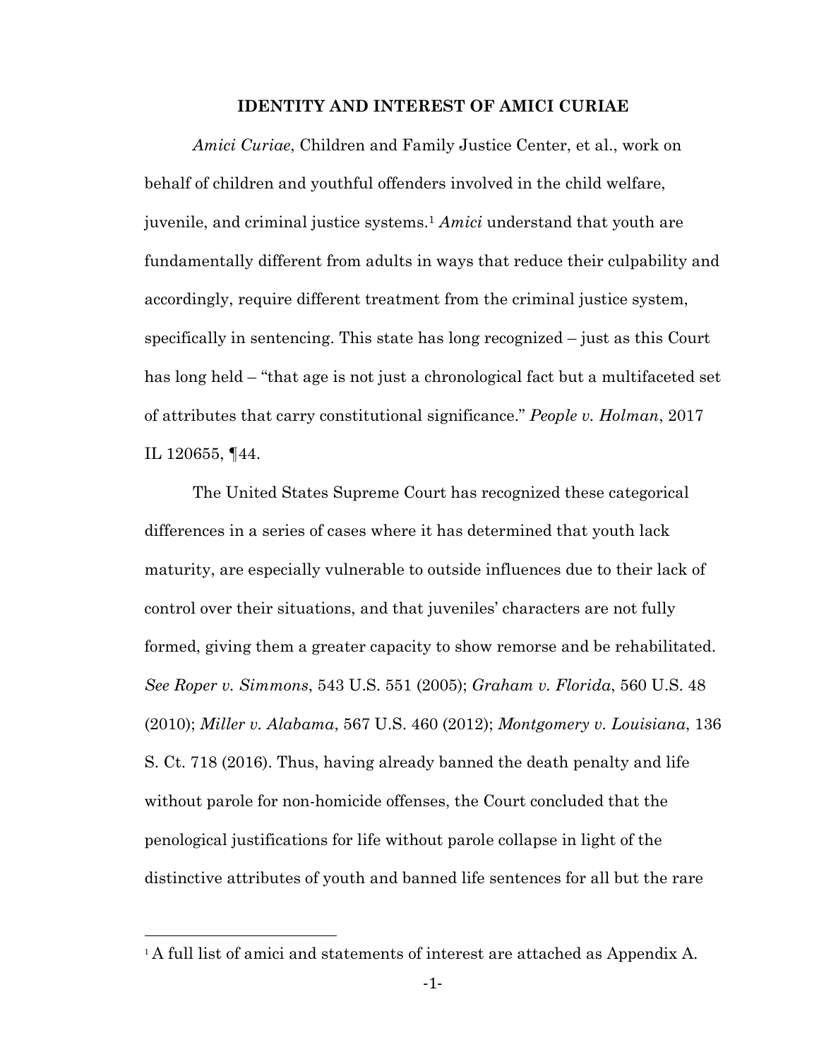## IDENTITY AND INTEREST OF AMICI CURIAE

*Amici Curiae*, Children and Family Justice Center, et al., work on behalf of children and youthful offenders involved in the child welfare, juvenile, and criminal justice systems.[1] *Amici* understand that youth are fundamentally different from adults in ways that reduce their culpability and accordingly, require different treatment from the criminal justice system, specifically in sentencing. This state has long recognized – just as this Court has long held – "that age is not just a chronological fact but a multifaceted set of attributes that carry constitutional significance." *People v. Holman*, 2017 IL 120655, ¶44.

The United States Supreme Court has recognized these categorical differences in a series of cases where it has determined that youth lack maturity, are especially vulnerable to outside influences due to their lack of control over their situations, and that juveniles' characters are not fully formed, giving them a greater capacity to show remorse and be rehabilitated. *See Roper v. Simmons*, 543 U.S. 551 (2005); *Graham v. Florida*, 560 U.S. 48 (2010); *Miller v. Alabama*, 567 U.S. 460 (2012); *Montgomery v. Louisiana*, 136 S. Ct. 718 (2016). Thus, having already banned the death penalty and life without parole for non-homicide offenses, the Court concluded that the penological justifications for life without parole collapse in light of the distinctive attributes of youth and banned life sentences for all but the rare

[1] A full list of amici and statements of interest are attached as Appendix A.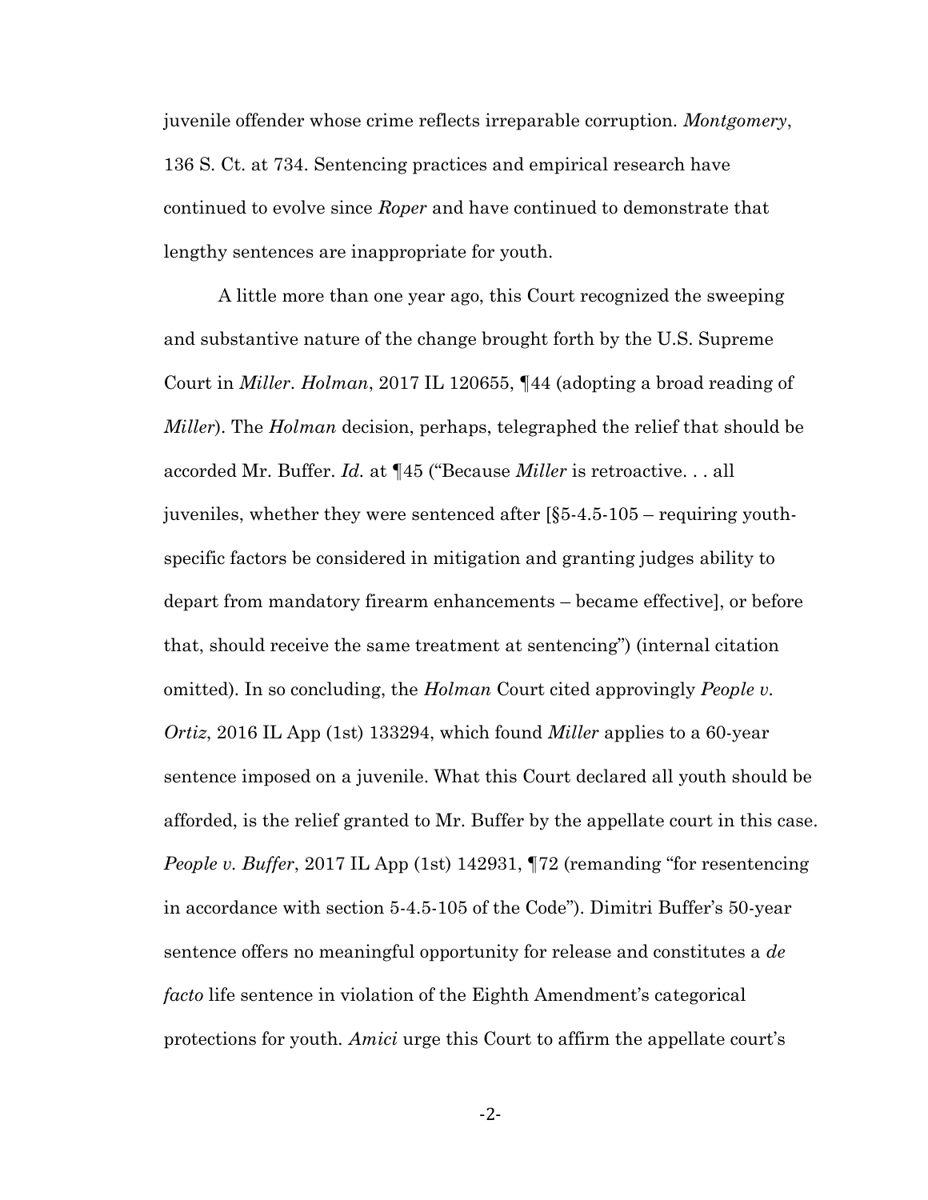juvenile offender whose crime reflects irreparable corruption. *Montgomery*, 136 S. Ct. at 734. Sentencing practices and empirical research have continued to evolve since *Roper* and have continued to demonstrate that lengthy sentences are inappropriate for youth.

A little more than one year ago, this Court recognized the sweeping and substantive nature of the change brought forth by the U.S. Supreme Court in *Miller*. *Holman*, 2017 IL 120655, ¶44 (adopting a broad reading of *Miller*). The *Holman* decision, perhaps, telegraphed the relief that should be accorded Mr. Buffer. *Id.* at ¶45 ("Because *Miller* is retroactive. . . all juveniles, whether they were sentenced after [§5-4.5-105 – requiring youth-specific factors be considered in mitigation and granting judges ability to depart from mandatory firearm enhancements – became effective], or before that, should receive the same treatment at sentencing") (internal citation omitted). In so concluding, the *Holman* Court cited approvingly *People v. Ortiz*, 2016 IL App (1st) 133294, which found *Miller* applies to a 60-year sentence imposed on a juvenile. What this Court declared all youth should be afforded, is the relief granted to Mr. Buffer by the appellate court in this case. *People v. Buffer*, 2017 IL App (1st) 142931, ¶72 (remanding "for resentencing in accordance with section 5-4.5-105 of the Code"). Dimitri Buffer's 50-year sentence offers no meaningful opportunity for release and constitutes a *de facto* life sentence in violation of the Eighth Amendment's categorical protections for youth. *Amici* urge this Court to affirm the appellate court's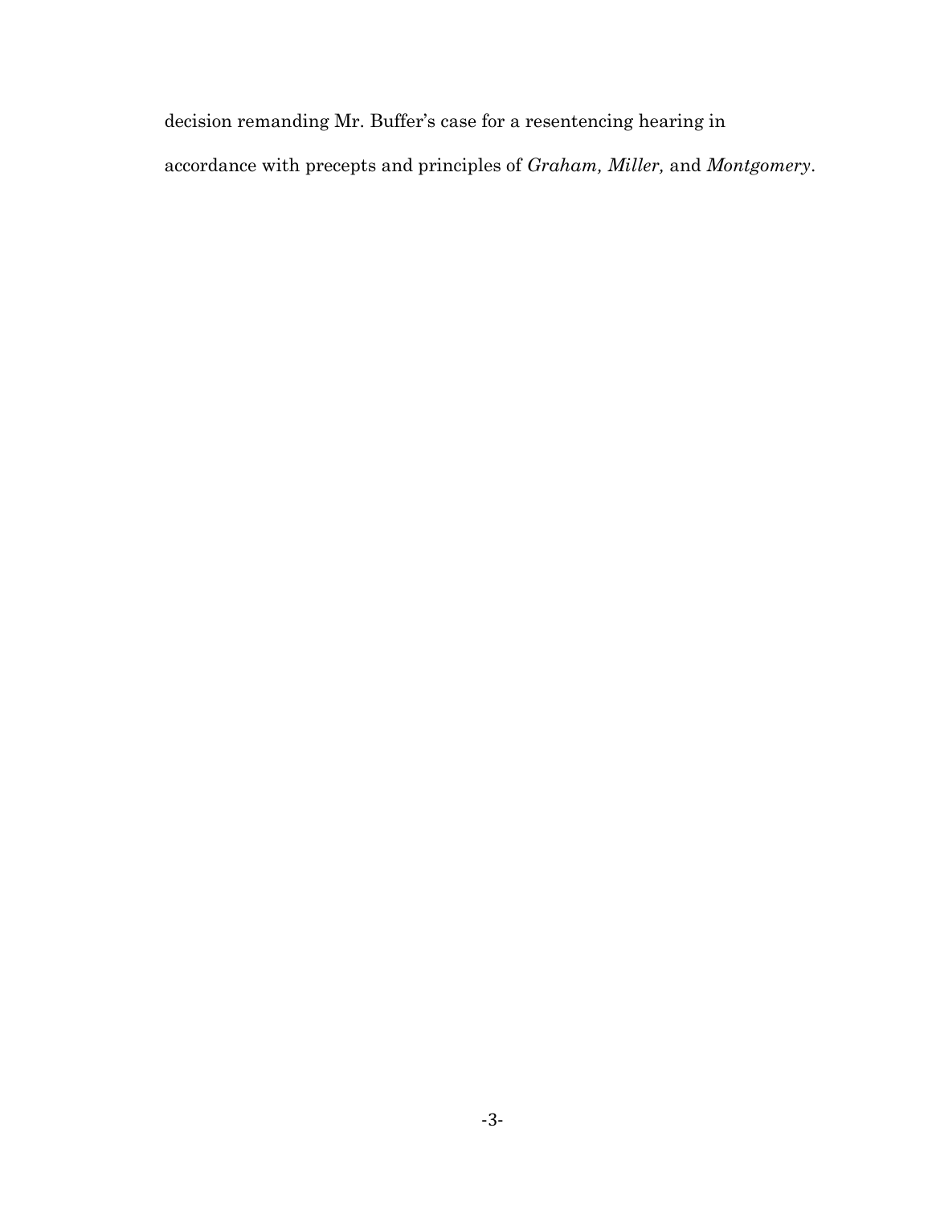decision remanding Mr. Buffer's case for a resentencing hearing in accordance with precepts and principles of *Graham, Miller,* and *Montgomery*.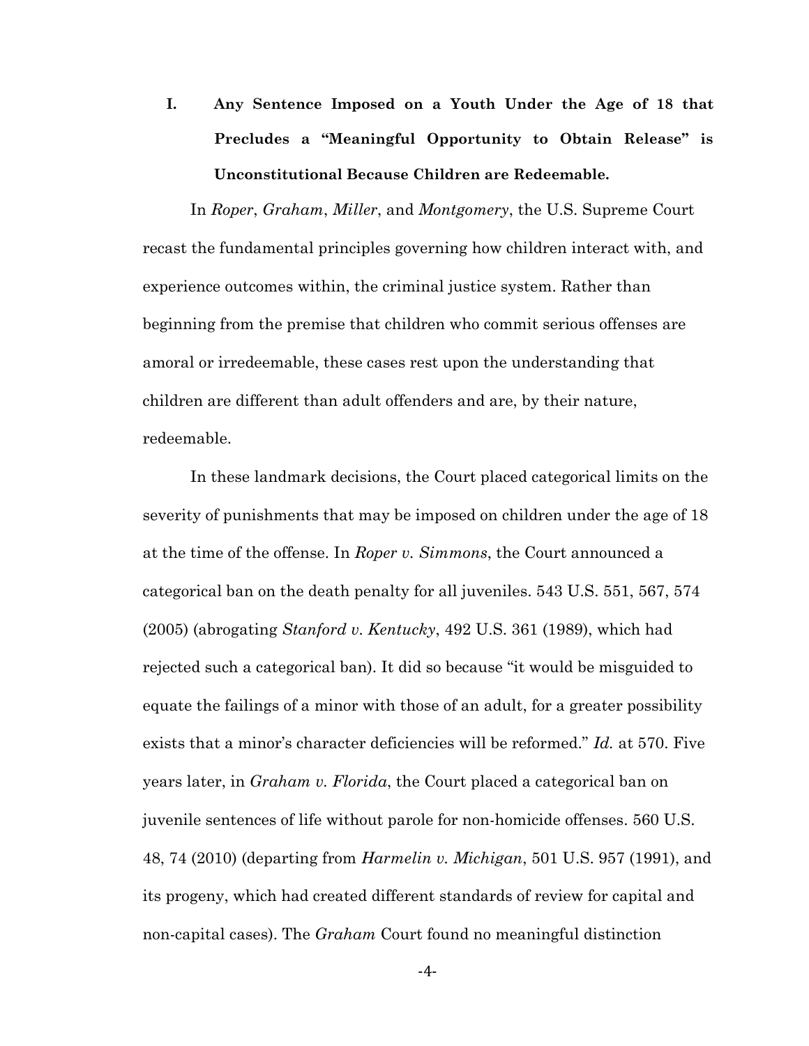## I. Any Sentence Imposed on a Youth Under the Age of 18 that Precludes a "Meaningful Opportunity to Obtain Release" is Unconstitutional Because Children are Redeemable.

In *Roper*, *Graham*, *Miller*, and *Montgomery*, the U.S. Supreme Court recast the fundamental principles governing how children interact with, and experience outcomes within, the criminal justice system. Rather than beginning from the premise that children who commit serious offenses are amoral or irredeemable, these cases rest upon the understanding that children are different than adult offenders and are, by their nature, redeemable.

In these landmark decisions, the Court placed categorical limits on the severity of punishments that may be imposed on children under the age of 18 at the time of the offense. In *Roper v. Simmons*, the Court announced a categorical ban on the death penalty for all juveniles. 543 U.S. 551, 567, 574 (2005) (abrogating *Stanford v. Kentucky*, 492 U.S. 361 (1989), which had rejected such a categorical ban). It did so because "it would be misguided to equate the failings of a minor with those of an adult, for a greater possibility exists that a minor's character deficiencies will be reformed." *Id.* at 570. Five years later, in *Graham v. Florida*, the Court placed a categorical ban on juvenile sentences of life without parole for non-homicide offenses. 560 U.S. 48, 74 (2010) (departing from *Harmelin v. Michigan*, 501 U.S. 957 (1991), and its progeny, which had created different standards of review for capital and non-capital cases). The *Graham* Court found no meaningful distinction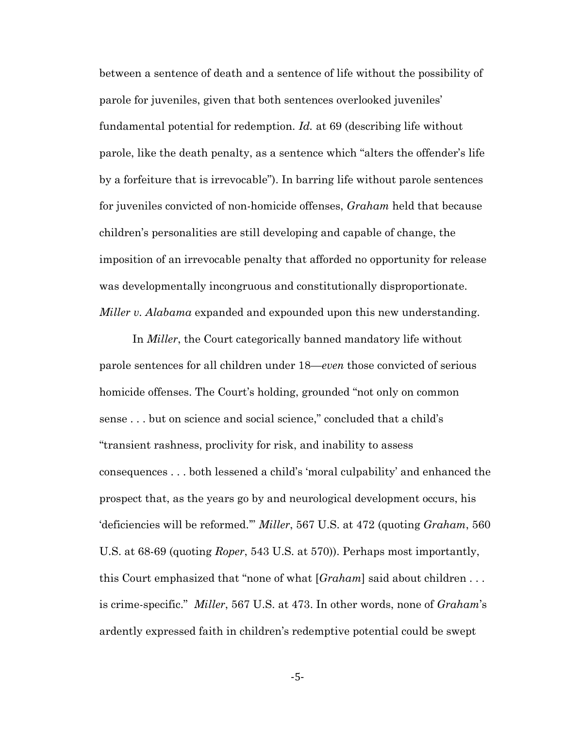between a sentence of death and a sentence of life without the possibility of parole for juveniles, given that both sentences overlooked juveniles' fundamental potential for redemption. *Id.* at 69 (describing life without parole, like the death penalty, as a sentence which "alters the offender's life by a forfeiture that is irrevocable"). In barring life without parole sentences for juveniles convicted of non-homicide offenses, *Graham* held that because children's personalities are still developing and capable of change, the imposition of an irrevocable penalty that afforded no opportunity for release was developmentally incongruous and constitutionally disproportionate. *Miller v. Alabama* expanded and expounded upon this new understanding.

In *Miller*, the Court categorically banned mandatory life without parole sentences for all children under 18—*even* those convicted of serious homicide offenses. The Court's holding, grounded "not only on common sense . . . but on science and social science," concluded that a child's "transient rashness, proclivity for risk, and inability to assess consequences . . . both lessened a child's 'moral culpability' and enhanced the prospect that, as the years go by and neurological development occurs, his 'deficiencies will be reformed.'" *Miller*, 567 U.S. at 472 (quoting *Graham*, 560 U.S. at 68-69 (quoting *Roper*, 543 U.S. at 570)). Perhaps most importantly, this Court emphasized that "none of what [*Graham*] said about children . . . is crime-specific." *Miller*, 567 U.S. at 473. In other words, none of *Graham*'s ardently expressed faith in children's redemptive potential could be swept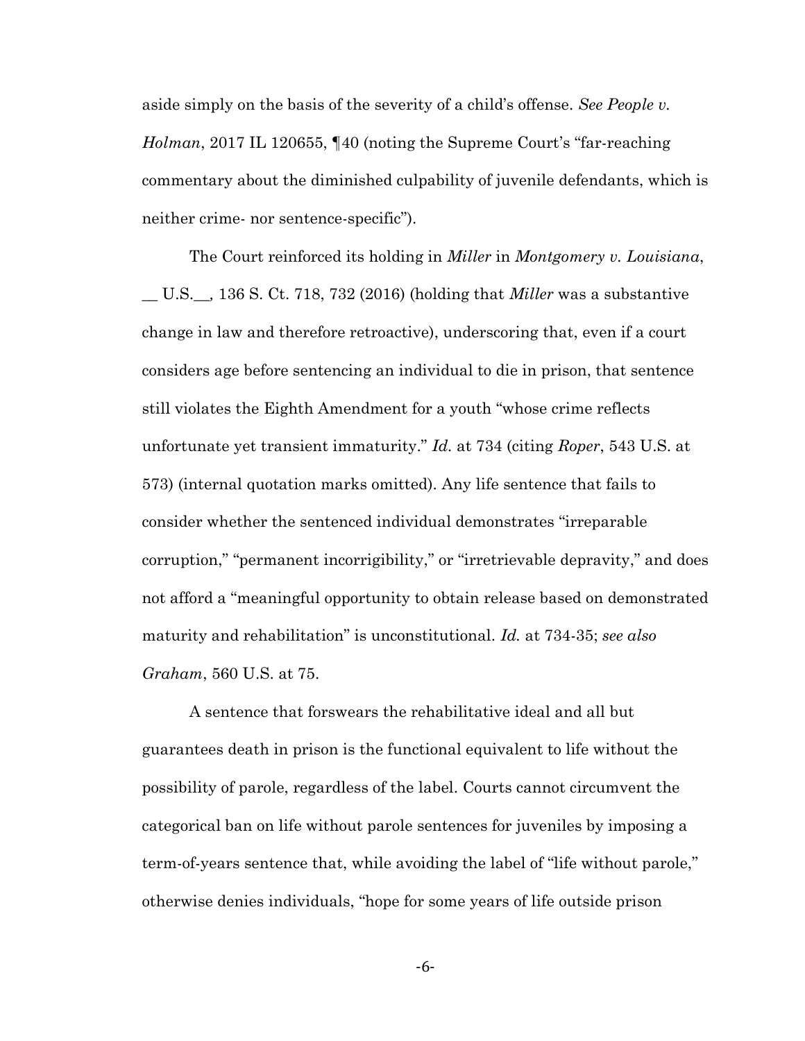aside simply on the basis of the severity of a child's offense. *See People v. Holman*, 2017 IL 120655, ¶40 (noting the Supreme Court's "far-reaching commentary about the diminished culpability of juvenile defendants, which is neither crime- nor sentence-specific").

The Court reinforced its holding in *Miller* in *Montgomery v. Louisiana*, __ U.S.__, 136 S. Ct. 718, 732 (2016) (holding that *Miller* was a substantive change in law and therefore retroactive), underscoring that, even if a court considers age before sentencing an individual to die in prison, that sentence still violates the Eighth Amendment for a youth "whose crime reflects unfortunate yet transient immaturity." *Id.* at 734 (citing *Roper*, 543 U.S. at 573) (internal quotation marks omitted). Any life sentence that fails to consider whether the sentenced individual demonstrates "irreparable corruption," "permanent incorrigibility," or "irretrievable depravity," and does not afford a "meaningful opportunity to obtain release based on demonstrated maturity and rehabilitation" is unconstitutional. *Id.* at 734-35; *see also Graham*, 560 U.S. at 75.

A sentence that forswears the rehabilitative ideal and all but guarantees death in prison is the functional equivalent to life without the possibility of parole, regardless of the label. Courts cannot circumvent the categorical ban on life without parole sentences for juveniles by imposing a term-of-years sentence that, while avoiding the label of "life without parole," otherwise denies individuals, "hope for some years of life outside prison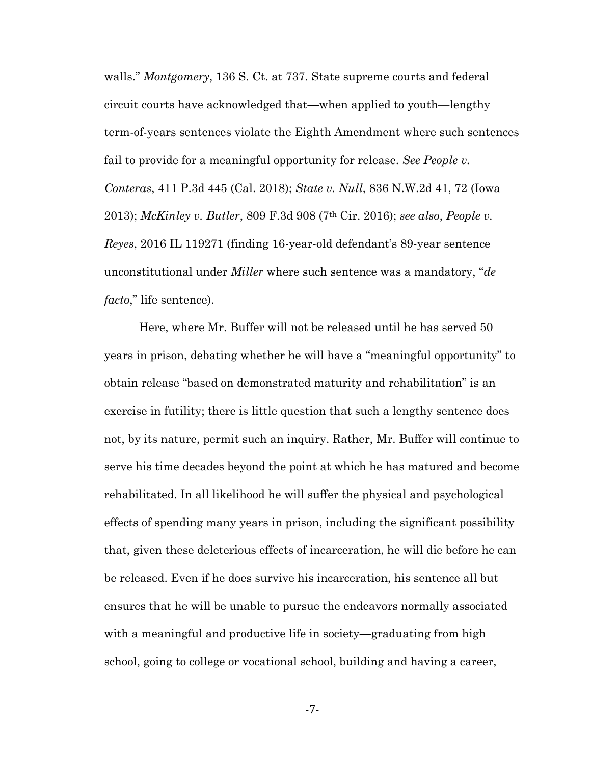walls." *Montgomery*, 136 S. Ct. at 737. State supreme courts and federal circuit courts have acknowledged that—when applied to youth—lengthy term-of-years sentences violate the Eighth Amendment where such sentences fail to provide for a meaningful opportunity for release. *See People v. Conteras*, 411 P.3d 445 (Cal. 2018); *State v. Null*, 836 N.W.2d 41, 72 (Iowa 2013); *McKinley v. Butler*, 809 F.3d 908 (7th Cir. 2016); *see also*, *People v. Reyes*, 2016 IL 119271 (finding 16-year-old defendant's 89-year sentence unconstitutional under *Miller* where such sentence was a mandatory, "*de facto*," life sentence).

Here, where Mr. Buffer will not be released until he has served 50 years in prison, debating whether he will have a "meaningful opportunity" to obtain release "based on demonstrated maturity and rehabilitation" is an exercise in futility; there is little question that such a lengthy sentence does not, by its nature, permit such an inquiry. Rather, Mr. Buffer will continue to serve his time decades beyond the point at which he has matured and become rehabilitated. In all likelihood he will suffer the physical and psychological effects of spending many years in prison, including the significant possibility that, given these deleterious effects of incarceration, he will die before he can be released. Even if he does survive his incarceration, his sentence all but ensures that he will be unable to pursue the endeavors normally associated with a meaningful and productive life in society—graduating from high school, going to college or vocational school, building and having a career,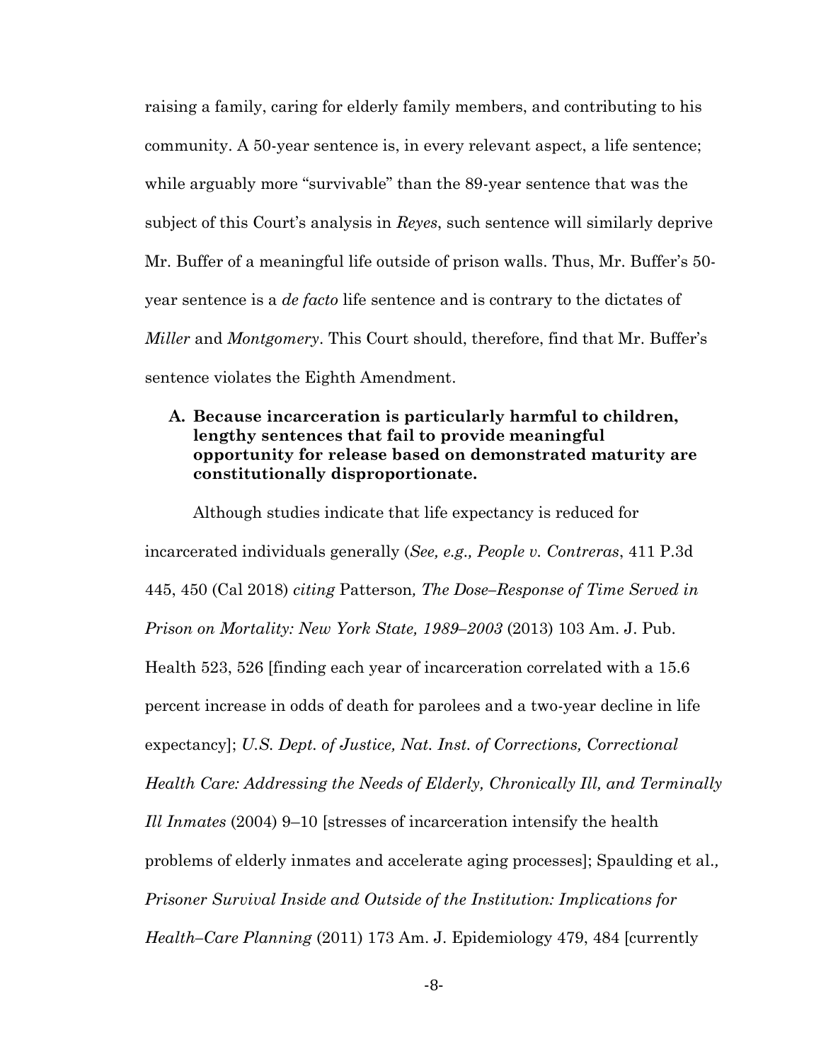raising a family, caring for elderly family members, and contributing to his community. A 50-year sentence is, in every relevant aspect, a life sentence; while arguably more "survivable" than the 89-year sentence that was the subject of this Court's analysis in *Reyes*, such sentence will similarly deprive Mr. Buffer of a meaningful life outside of prison walls. Thus, Mr. Buffer's 50-year sentence is a *de facto* life sentence and is contrary to the dictates of *Miller* and *Montgomery*. This Court should, therefore, find that Mr. Buffer's sentence violates the Eighth Amendment.

### A. Because incarceration is particularly harmful to children, lengthy sentences that fail to provide meaningful opportunity for release based on demonstrated maturity are constitutionally disproportionate.

Although studies indicate that life expectancy is reduced for incarcerated individuals generally (*See, e.g., People v. Contreras*, 411 P.3d 445, 450 (Cal 2018) *citing* Patterson*, The Dose–Response of Time Served in Prison on Mortality: New York State, 1989–2003* (2013) 103 Am. J. Pub. Health 523, 526 [finding each year of incarceration correlated with a 15.6 percent increase in odds of death for parolees and a two-year decline in life expectancy]; *U.S. Dept. of Justice, Nat. Inst. of Corrections, Correctional Health Care: Addressing the Needs of Elderly, Chronically Ill, and Terminally Ill Inmates* (2004) 9–10 [stresses of incarceration intensify the health problems of elderly inmates and accelerate aging processes]; Spaulding et al.*, Prisoner Survival Inside and Outside of the Institution: Implications for Health–Care Planning* (2011) 173 Am. J. Epidemiology 479, 484 [currently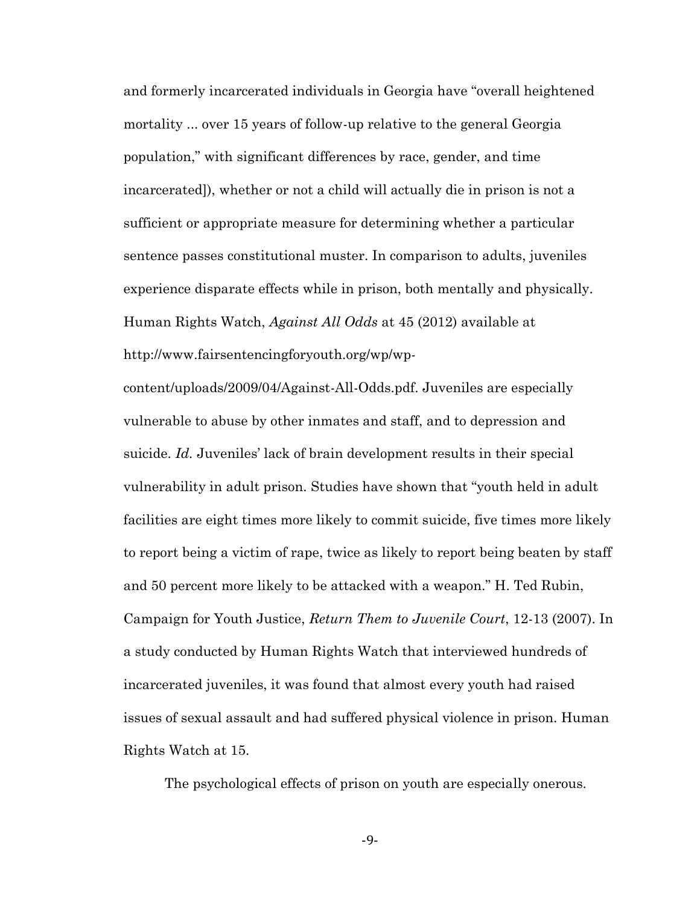and formerly incarcerated individuals in Georgia have "overall heightened mortality ... over 15 years of follow-up relative to the general Georgia population," with significant differences by race, gender, and time incarcerated]), whether or not a child will actually die in prison is not a sufficient or appropriate measure for determining whether a particular sentence passes constitutional muster. In comparison to adults, juveniles experience disparate effects while in prison, both mentally and physically. Human Rights Watch, *Against All Odds* at 45 (2012) available at http://www.fairsentencingforyouth.org/wp/wp-content/uploads/2009/04/Against-All-Odds.pdf. Juveniles are especially vulnerable to abuse by other inmates and staff, and to depression and suicide. *Id.* Juveniles' lack of brain development results in their special vulnerability in adult prison. Studies have shown that "youth held in adult facilities are eight times more likely to commit suicide, five times more likely to report being a victim of rape, twice as likely to report being beaten by staff and 50 percent more likely to be attacked with a weapon." H. Ted Rubin, Campaign for Youth Justice, *Return Them to Juvenile Court*, 12-13 (2007). In a study conducted by Human Rights Watch that interviewed hundreds of incarcerated juveniles, it was found that almost every youth had raised issues of sexual assault and had suffered physical violence in prison. Human Rights Watch at 15.

The psychological effects of prison on youth are especially onerous.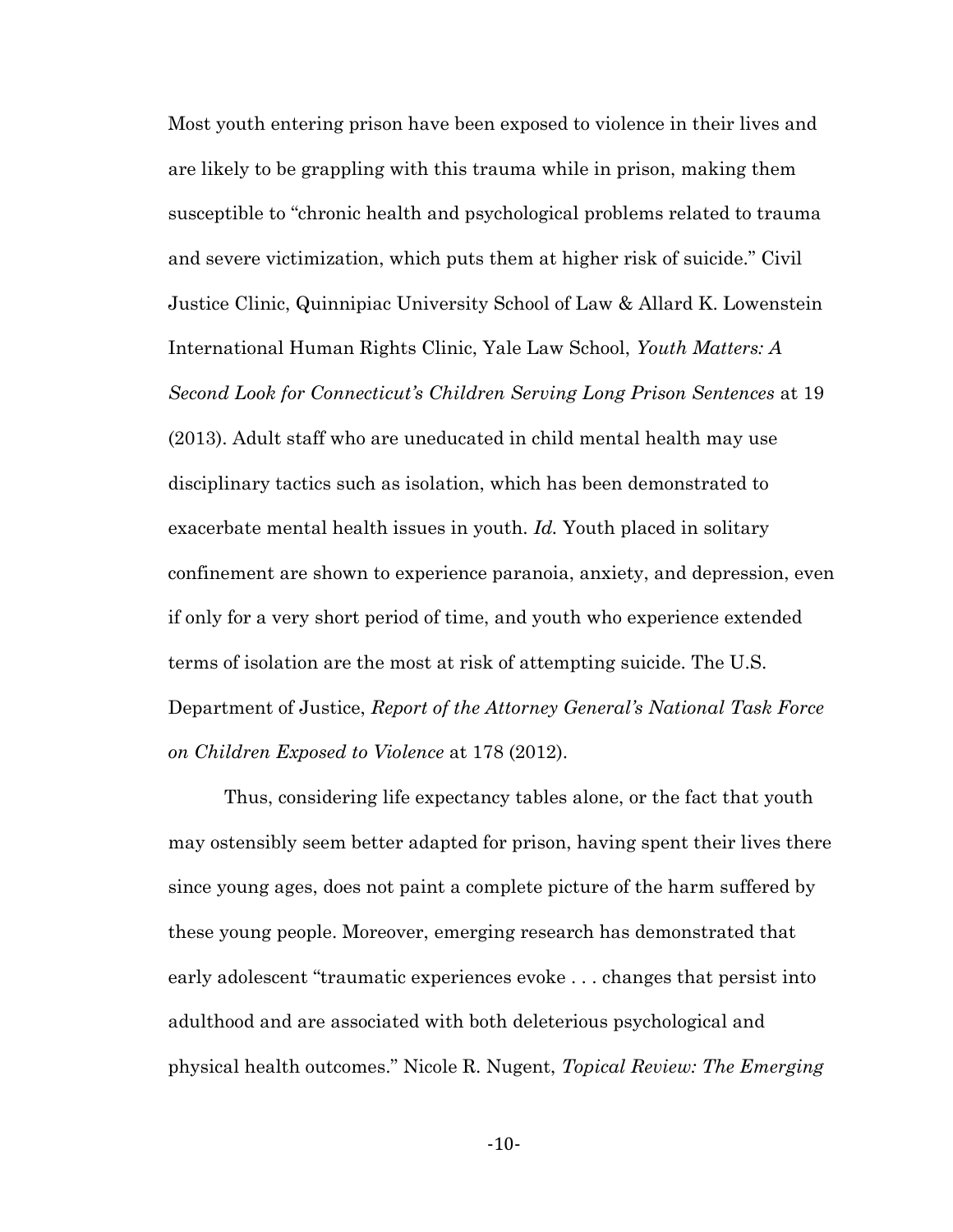Most youth entering prison have been exposed to violence in their lives and are likely to be grappling with this trauma while in prison, making them susceptible to "chronic health and psychological problems related to trauma and severe victimization, which puts them at higher risk of suicide." Civil Justice Clinic, Quinnipiac University School of Law & Allard K. Lowenstein International Human Rights Clinic, Yale Law School, *Youth Matters: A Second Look for Connecticut's Children Serving Long Prison Sentences* at 19 (2013). Adult staff who are uneducated in child mental health may use disciplinary tactics such as isolation, which has been demonstrated to exacerbate mental health issues in youth. *Id.* Youth placed in solitary confinement are shown to experience paranoia, anxiety, and depression, even if only for a very short period of time, and youth who experience extended terms of isolation are the most at risk of attempting suicide. The U.S. Department of Justice, *Report of the Attorney General's National Task Force on Children Exposed to Violence* at 178 (2012).

Thus, considering life expectancy tables alone, or the fact that youth may ostensibly seem better adapted for prison, having spent their lives there since young ages, does not paint a complete picture of the harm suffered by these young people. Moreover, emerging research has demonstrated that early adolescent "traumatic experiences evoke . . . changes that persist into adulthood and are associated with both deleterious psychological and physical health outcomes." Nicole R. Nugent, *Topical Review: The Emerging*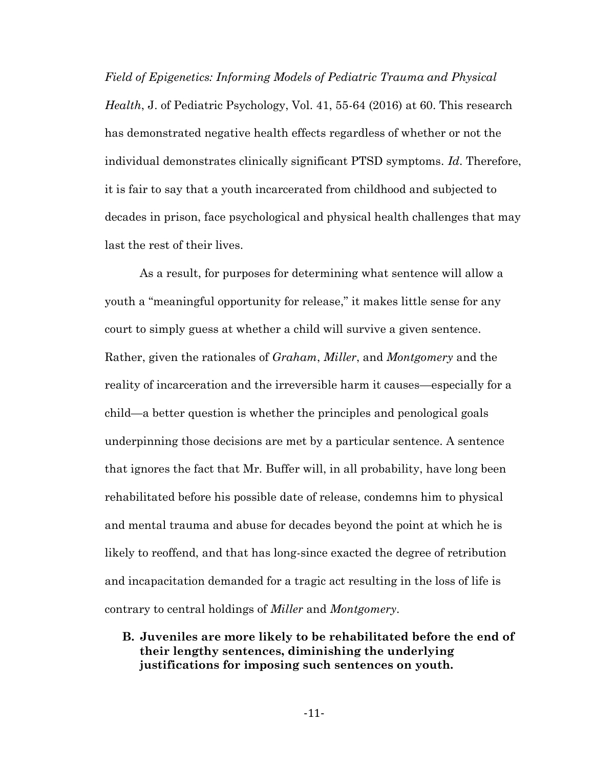*Field of Epigenetics: Informing Models of Pediatric Trauma and Physical Health*, J. of Pediatric Psychology, Vol. 41, 55-64 (2016) at 60. This research has demonstrated negative health effects regardless of whether or not the individual demonstrates clinically significant PTSD symptoms. *Id*. Therefore, it is fair to say that a youth incarcerated from childhood and subjected to decades in prison, face psychological and physical health challenges that may last the rest of their lives.

As a result, for purposes for determining what sentence will allow a youth a "meaningful opportunity for release," it makes little sense for any court to simply guess at whether a child will survive a given sentence. Rather, given the rationales of *Graham*, *Miller*, and *Montgomery* and the reality of incarceration and the irreversible harm it causes—especially for a child—a better question is whether the principles and penological goals underpinning those decisions are met by a particular sentence. A sentence that ignores the fact that Mr. Buffer will, in all probability, have long been rehabilitated before his possible date of release, condemns him to physical and mental trauma and abuse for decades beyond the point at which he is likely to reoffend, and that has long-since exacted the degree of retribution and incapacitation demanded for a tragic act resulting in the loss of life is contrary to central holdings of *Miller* and *Montgomery*.

**B. Juveniles are more likely to be rehabilitated before the end of their lengthy sentences, diminishing the underlying justifications for imposing such sentences on youth.**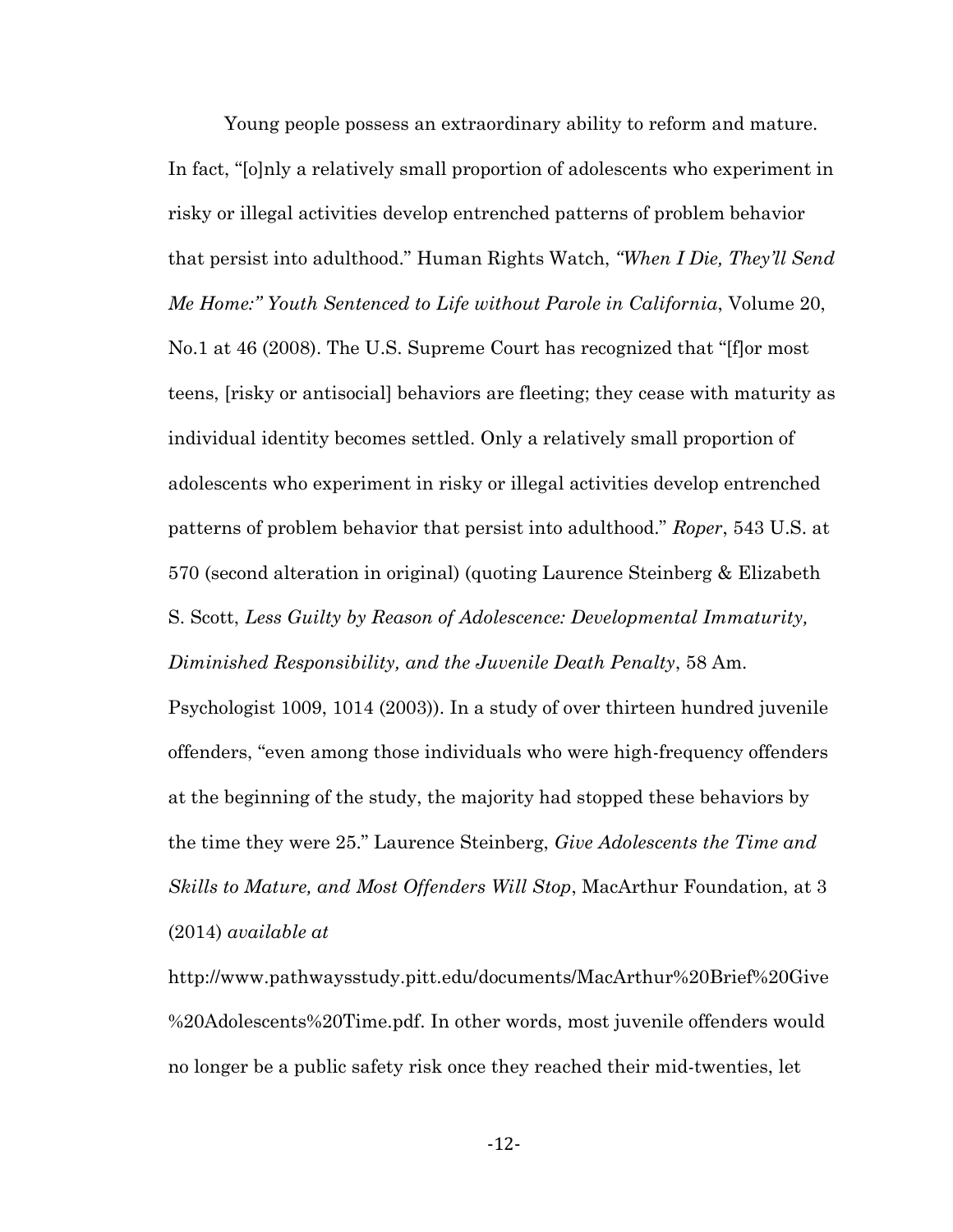Young people possess an extraordinary ability to reform and mature. In fact, "[o]nly a relatively small proportion of adolescents who experiment in risky or illegal activities develop entrenched patterns of problem behavior that persist into adulthood." Human Rights Watch, *"When I Die, They'll Send Me Home:" Youth Sentenced to Life without Parole in California*, Volume 20, No.1 at 46 (2008). The U.S. Supreme Court has recognized that "[f]or most teens, [risky or antisocial] behaviors are fleeting; they cease with maturity as individual identity becomes settled. Only a relatively small proportion of adolescents who experiment in risky or illegal activities develop entrenched patterns of problem behavior that persist into adulthood." *Roper*, 543 U.S. at 570 (second alteration in original) (quoting Laurence Steinberg & Elizabeth S. Scott, *Less Guilty by Reason of Adolescence: Developmental Immaturity, Diminished Responsibility, and the Juvenile Death Penalty*, 58 Am. Psychologist 1009, 1014 (2003)). In a study of over thirteen hundred juvenile offenders, "even among those individuals who were high-frequency offenders at the beginning of the study, the majority had stopped these behaviors by the time they were 25." Laurence Steinberg, *Give Adolescents the Time and Skills to Mature, and Most Offenders Will Stop*, MacArthur Foundation, at 3 (2014) *available at* http://www.pathwaysstudy.pitt.edu/documents/MacArthur%20Brief%20Give%20Adolescents%20Time.pdf. In other words, most juvenile offenders would no longer be a public safety risk once they reached their mid-twenties, let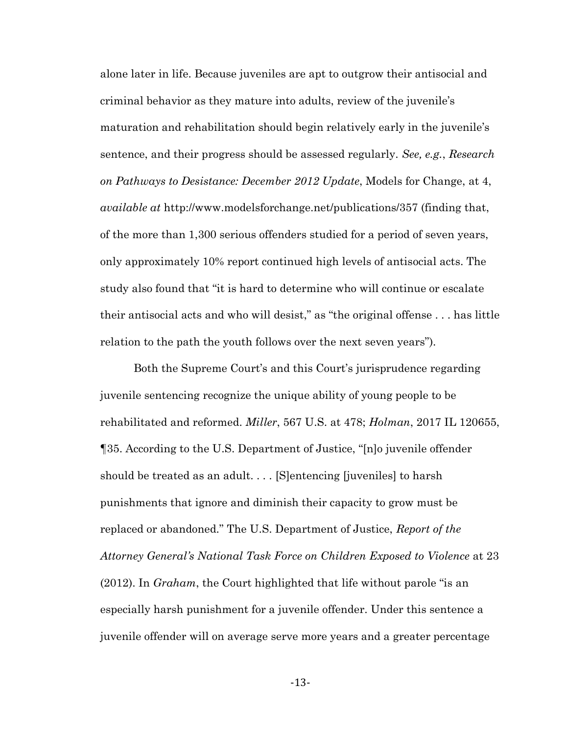alone later in life. Because juveniles are apt to outgrow their antisocial and criminal behavior as they mature into adults, review of the juvenile's maturation and rehabilitation should begin relatively early in the juvenile's sentence, and their progress should be assessed regularly. *See, e.g.*, *Research on Pathways to Desistance: December 2012 Update*, Models for Change, at 4, *available at* http://www.modelsforchange.net/publications/357 (finding that, of the more than 1,300 serious offenders studied for a period of seven years, only approximately 10% report continued high levels of antisocial acts. The study also found that "it is hard to determine who will continue or escalate their antisocial acts and who will desist," as "the original offense . . . has little relation to the path the youth follows over the next seven years").

Both the Supreme Court's and this Court's jurisprudence regarding juvenile sentencing recognize the unique ability of young people to be rehabilitated and reformed. *Miller*, 567 U.S. at 478; *Holman*, 2017 IL 120655, ¶35. According to the U.S. Department of Justice, "[n]o juvenile offender should be treated as an adult. . . . [S]entencing [juveniles] to harsh punishments that ignore and diminish their capacity to grow must be replaced or abandoned." The U.S. Department of Justice, *Report of the Attorney General's National Task Force on Children Exposed to Violence* at 23 (2012). In *Graham*, the Court highlighted that life without parole "is an especially harsh punishment for a juvenile offender. Under this sentence a juvenile offender will on average serve more years and a greater percentage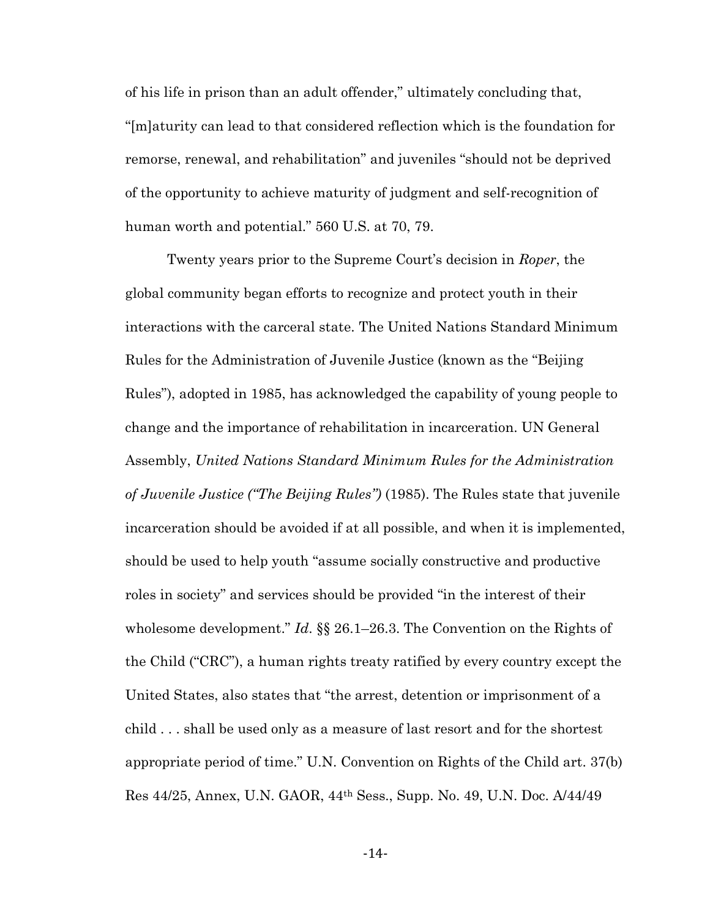of his life in prison than an adult offender," ultimately concluding that, "[m]aturity can lead to that considered reflection which is the foundation for remorse, renewal, and rehabilitation" and juveniles "should not be deprived of the opportunity to achieve maturity of judgment and self-recognition of human worth and potential." 560 U.S. at 70, 79.

Twenty years prior to the Supreme Court's decision in *Roper*, the global community began efforts to recognize and protect youth in their interactions with the carceral state. The United Nations Standard Minimum Rules for the Administration of Juvenile Justice (known as the "Beijing Rules"), adopted in 1985, has acknowledged the capability of young people to change and the importance of rehabilitation in incarceration. UN General Assembly, *United Nations Standard Minimum Rules for the Administration of Juvenile Justice ("The Beijing Rules")* (1985). The Rules state that juvenile incarceration should be avoided if at all possible, and when it is implemented, should be used to help youth "assume socially constructive and productive roles in society" and services should be provided "in the interest of their wholesome development." *Id*. §§ 26.1–26.3. The Convention on the Rights of the Child ("CRC"), a human rights treaty ratified by every country except the United States, also states that "the arrest, detention or imprisonment of a child . . . shall be used only as a measure of last resort and for the shortest appropriate period of time." U.N. Convention on Rights of the Child art. 37(b) Res 44/25, Annex, U.N. GAOR, 44th Sess., Supp. No. 49, U.N. Doc. A/44/49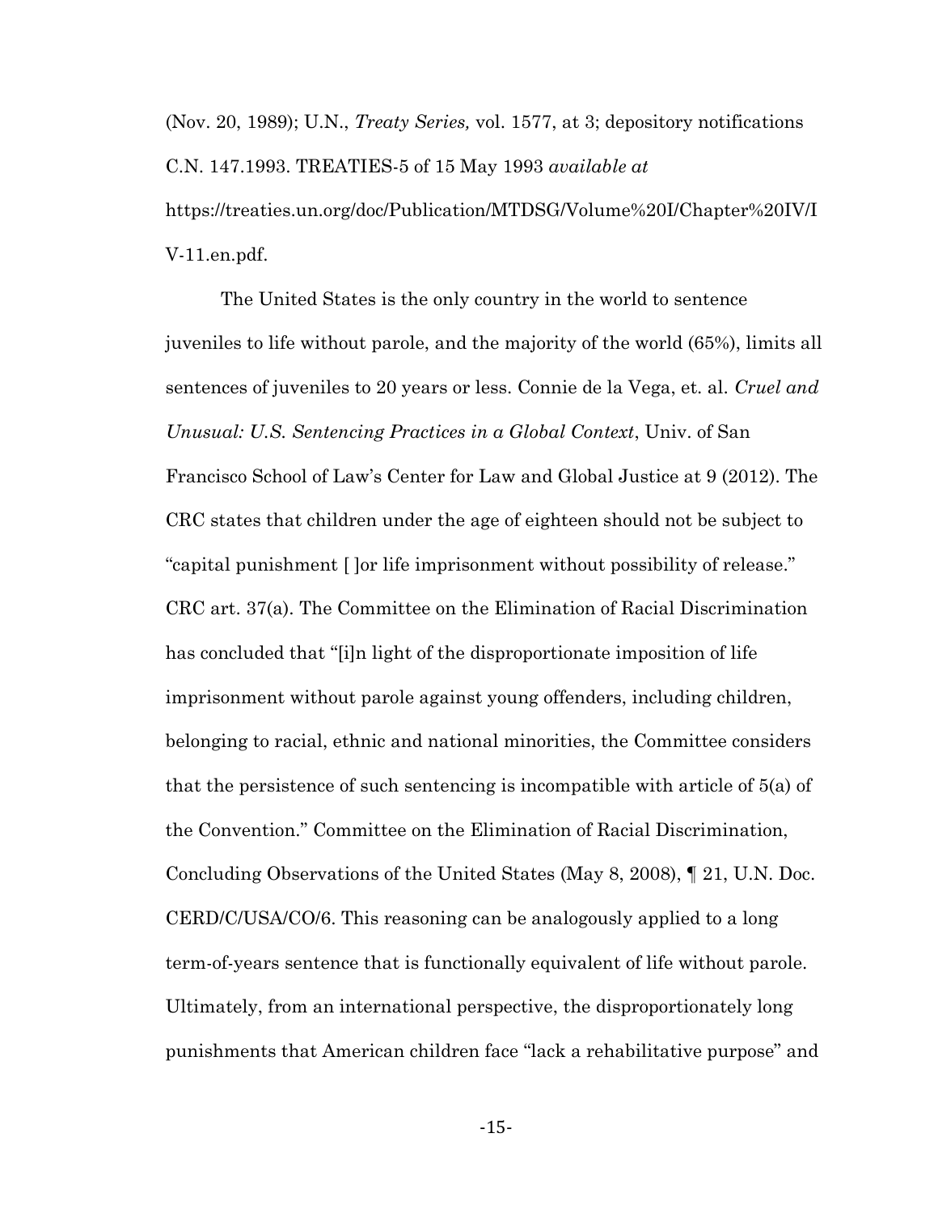(Nov. 20, 1989); U.N., *Treaty Series,* vol. 1577, at 3; depository notifications C.N. 147.1993. TREATIES-5 of 15 May 1993 *available at* https://treaties.un.org/doc/Publication/MTDSG/Volume%20I/Chapter%20IV/IV-11.en.pdf.

The United States is the only country in the world to sentence juveniles to life without parole, and the majority of the world (65%), limits all sentences of juveniles to 20 years or less. Connie de la Vega, et. al. *Cruel and Unusual: U.S. Sentencing Practices in a Global Context*, Univ. of San Francisco School of Law's Center for Law and Global Justice at 9 (2012). The CRC states that children under the age of eighteen should not be subject to "capital punishment [ ]or life imprisonment without possibility of release." CRC art. 37(a). The Committee on the Elimination of Racial Discrimination has concluded that "[i]n light of the disproportionate imposition of life imprisonment without parole against young offenders, including children, belonging to racial, ethnic and national minorities, the Committee considers that the persistence of such sentencing is incompatible with article of 5(a) of the Convention." Committee on the Elimination of Racial Discrimination, Concluding Observations of the United States (May 8, 2008), ¶ 21, U.N. Doc. CERD/C/USA/CO/6. This reasoning can be analogously applied to a long term-of-years sentence that is functionally equivalent of life without parole. Ultimately, from an international perspective, the disproportionately long punishments that American children face "lack a rehabilitative purpose" and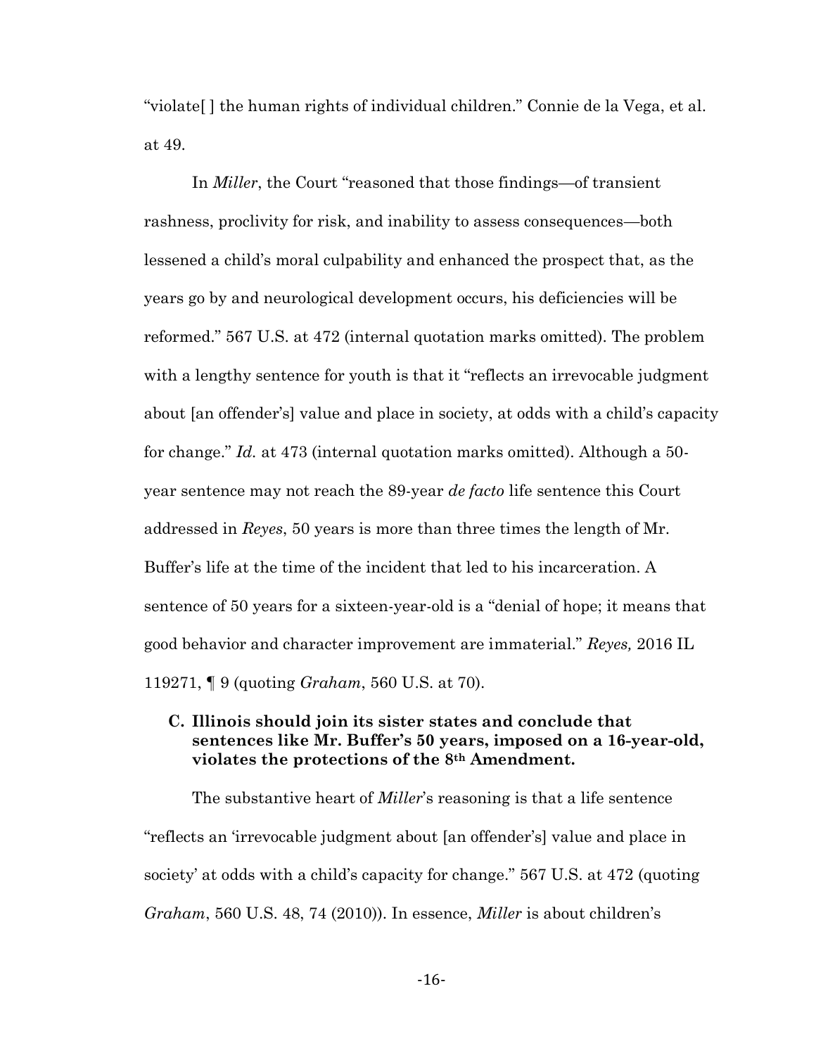"violate[ ] the human rights of individual children." Connie de la Vega, et al. at 49.

In *Miller*, the Court "reasoned that those findings—of transient rashness, proclivity for risk, and inability to assess consequences—both lessened a child's moral culpability and enhanced the prospect that, as the years go by and neurological development occurs, his deficiencies will be reformed." 567 U.S. at 472 (internal quotation marks omitted). The problem with a lengthy sentence for youth is that it "reflects an irrevocable judgment about [an offender's] value and place in society, at odds with a child's capacity for change." *Id.* at 473 (internal quotation marks omitted). Although a 50-year sentence may not reach the 89-year *de facto* life sentence this Court addressed in *Reyes*, 50 years is more than three times the length of Mr. Buffer's life at the time of the incident that led to his incarceration. A sentence of 50 years for a sixteen-year-old is a "denial of hope; it means that good behavior and character improvement are immaterial." *Reyes,* 2016 IL 119271, ¶ 9 (quoting *Graham*, 560 U.S. at 70).

### C. Illinois should join its sister states and conclude that sentences like Mr. Buffer's 50 years, imposed on a 16-year-old, violates the protections of the 8th Amendment.

The substantive heart of *Miller*'s reasoning is that a life sentence "reflects an 'irrevocable judgment about [an offender's] value and place in society' at odds with a child's capacity for change." 567 U.S. at 472 (quoting *Graham*, 560 U.S. 48, 74 (2010)). In essence, *Miller* is about children's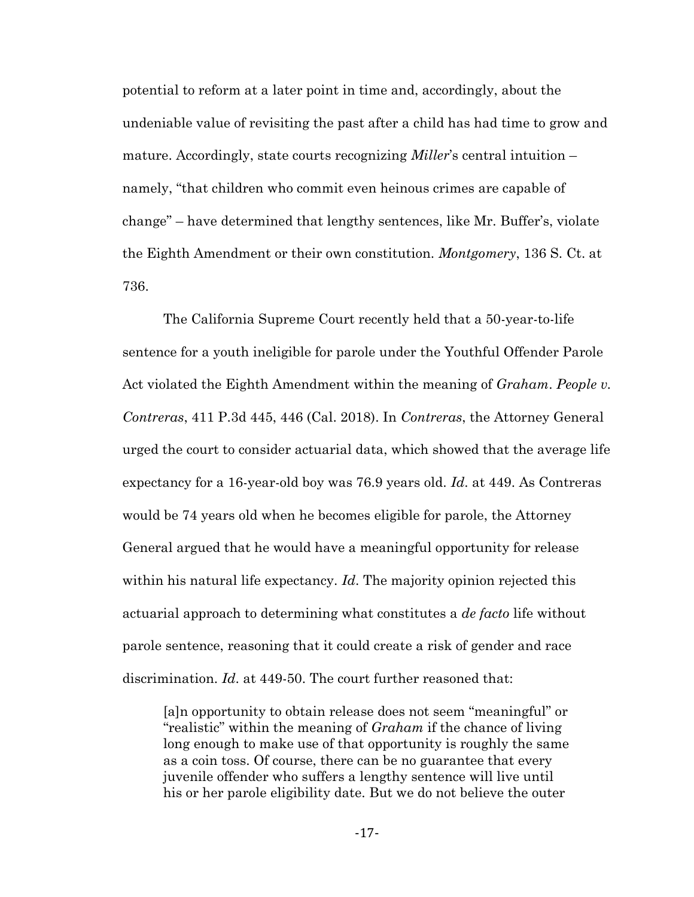potential to reform at a later point in time and, accordingly, about the undeniable value of revisiting the past after a child has had time to grow and mature. Accordingly, state courts recognizing *Miller*'s central intuition – namely, "that children who commit even heinous crimes are capable of change" – have determined that lengthy sentences, like Mr. Buffer's, violate the Eighth Amendment or their own constitution. *Montgomery*, 136 S. Ct. at 736.

The California Supreme Court recently held that a 50-year-to-life sentence for a youth ineligible for parole under the Youthful Offender Parole Act violated the Eighth Amendment within the meaning of *Graham*. *People v. Contreras*, 411 P.3d 445, 446 (Cal. 2018). In *Contreras*, the Attorney General urged the court to consider actuarial data, which showed that the average life expectancy for a 16-year-old boy was 76.9 years old. *Id*. at 449. As Contreras would be 74 years old when he becomes eligible for parole, the Attorney General argued that he would have a meaningful opportunity for release within his natural life expectancy. *Id*. The majority opinion rejected this actuarial approach to determining what constitutes a *de facto* life without parole sentence, reasoning that it could create a risk of gender and race discrimination. *Id*. at 449-50. The court further reasoned that:

> [a]n opportunity to obtain release does not seem "meaningful" or "realistic" within the meaning of *Graham* if the chance of living long enough to make use of that opportunity is roughly the same as a coin toss. Of course, there can be no guarantee that every juvenile offender who suffers a lengthy sentence will live until his or her parole eligibility date. But we do not believe the outer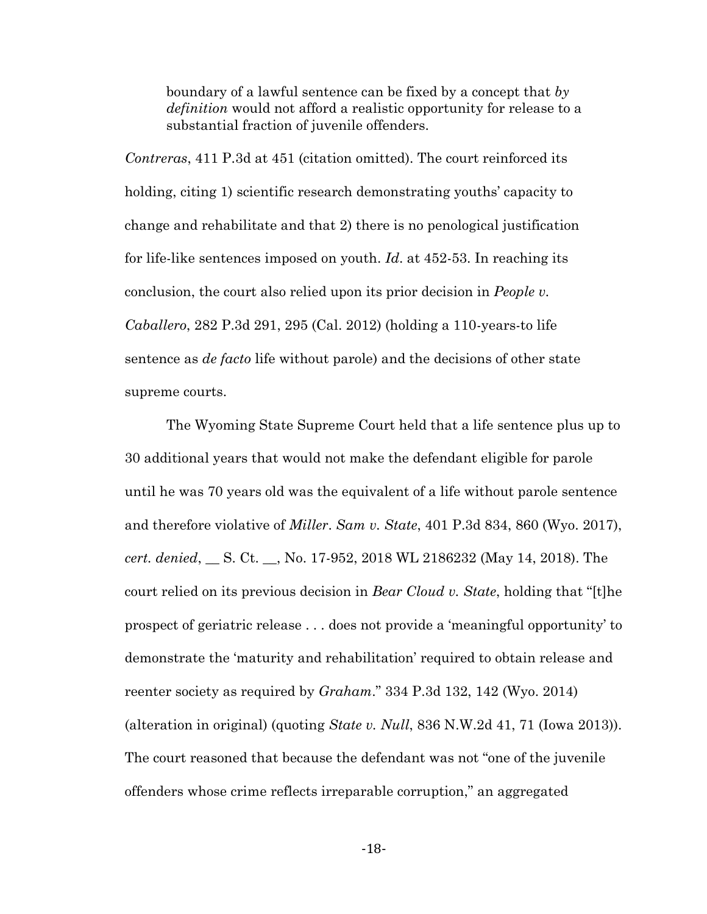> boundary of a lawful sentence can be fixed by a concept that *by definition* would not afford a realistic opportunity for release to a substantial fraction of juvenile offenders.

*Contreras*, 411 P.3d at 451 (citation omitted). The court reinforced its holding, citing 1) scientific research demonstrating youths' capacity to change and rehabilitate and that 2) there is no penological justification for life-like sentences imposed on youth. *Id*. at 452-53. In reaching its conclusion, the court also relied upon its prior decision in *People v. Caballero*, 282 P.3d 291, 295 (Cal. 2012) (holding a 110-years-to life sentence as *de facto* life without parole) and the decisions of other state supreme courts.

The Wyoming State Supreme Court held that a life sentence plus up to 30 additional years that would not make the defendant eligible for parole until he was 70 years old was the equivalent of a life without parole sentence and therefore violative of *Miller*. *Sam v. State*, 401 P.3d 834, 860 (Wyo. 2017), *cert. denied*, __ S. Ct. __, No. 17-952, 2018 WL 2186232 (May 14, 2018). The court relied on its previous decision in *Bear Cloud v. State*, holding that "[t]he prospect of geriatric release . . . does not provide a 'meaningful opportunity' to demonstrate the 'maturity and rehabilitation' required to obtain release and reenter society as required by *Graham*." 334 P.3d 132, 142 (Wyo. 2014) (alteration in original) (quoting *State v. Null*, 836 N.W.2d 41, 71 (Iowa 2013)). The court reasoned that because the defendant was not "one of the juvenile offenders whose crime reflects irreparable corruption," an aggregated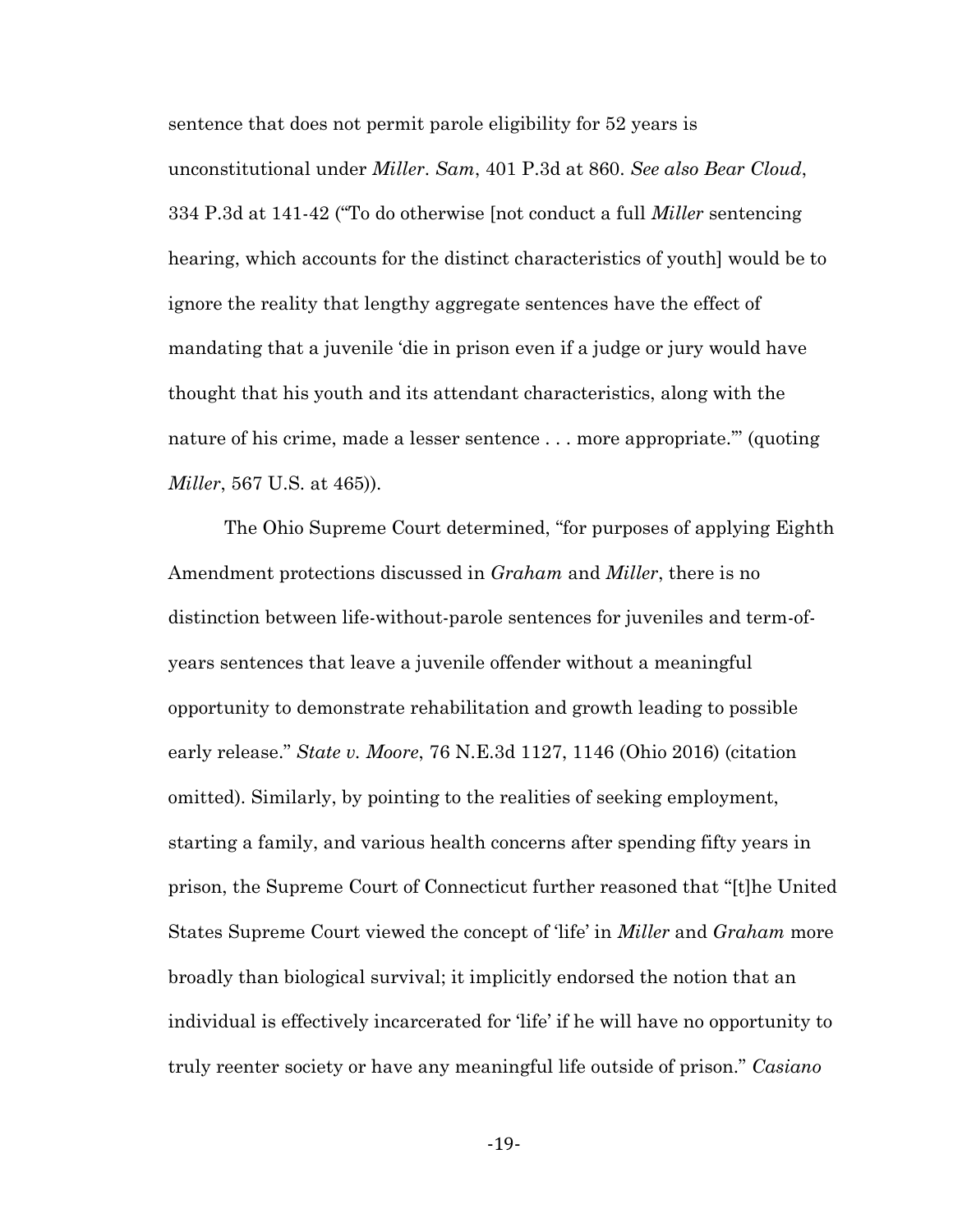sentence that does not permit parole eligibility for 52 years is unconstitutional under *Miller*. *Sam*, 401 P.3d at 860. *See also Bear Cloud*, 334 P.3d at 141-42 ("To do otherwise [not conduct a full *Miller* sentencing hearing, which accounts for the distinct characteristics of youth] would be to ignore the reality that lengthy aggregate sentences have the effect of mandating that a juvenile 'die in prison even if a judge or jury would have thought that his youth and its attendant characteristics, along with the nature of his crime, made a lesser sentence . . . more appropriate.'" (quoting *Miller*, 567 U.S. at 465)).

The Ohio Supreme Court determined, "for purposes of applying Eighth Amendment protections discussed in *Graham* and *Miller*, there is no distinction between life-without-parole sentences for juveniles and term-of-years sentences that leave a juvenile offender without a meaningful opportunity to demonstrate rehabilitation and growth leading to possible early release." *State v. Moore*, 76 N.E.3d 1127, 1146 (Ohio 2016) (citation omitted). Similarly, by pointing to the realities of seeking employment, starting a family, and various health concerns after spending fifty years in prison, the Supreme Court of Connecticut further reasoned that "[t]he United States Supreme Court viewed the concept of 'life' in *Miller* and *Graham* more broadly than biological survival; it implicitly endorsed the notion that an individual is effectively incarcerated for 'life' if he will have no opportunity to truly reenter society or have any meaningful life outside of prison." *Casiano*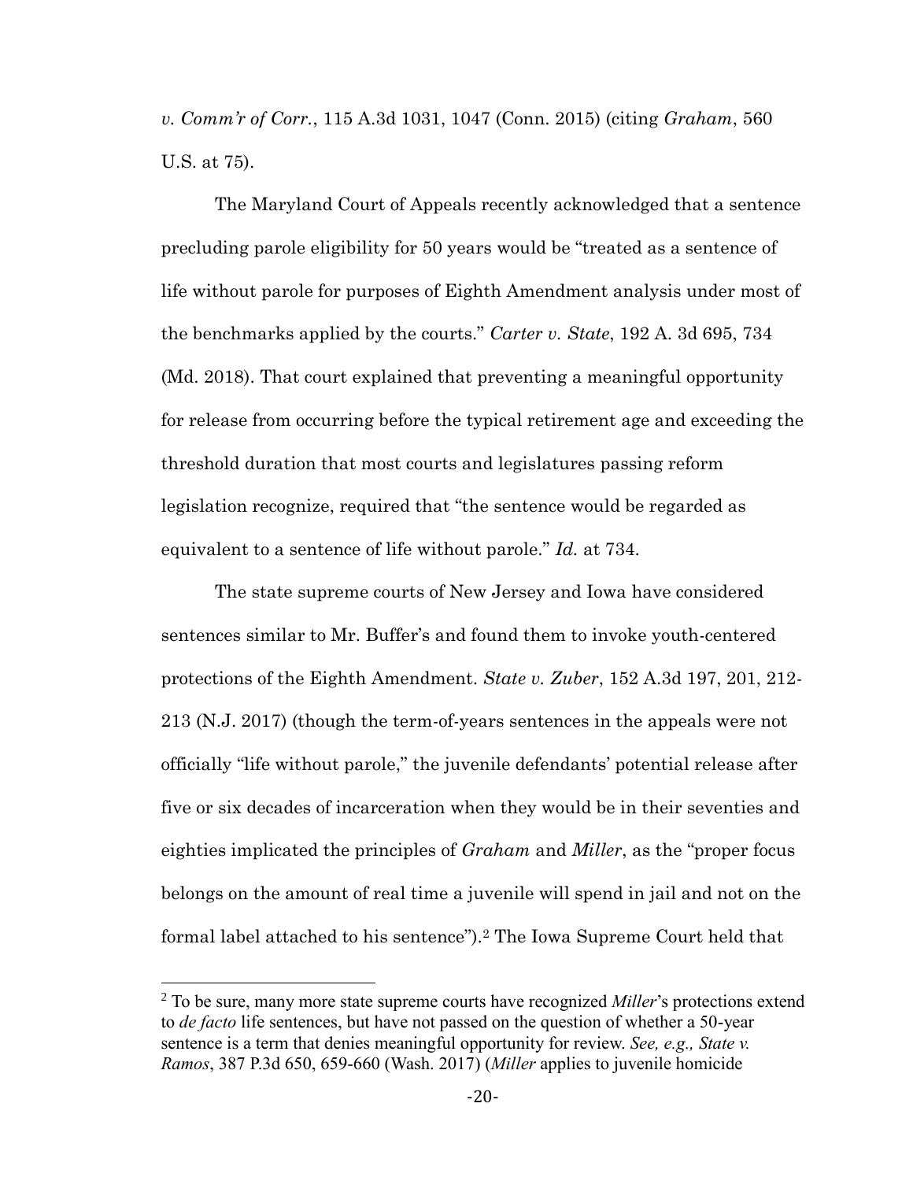*v. Comm'r of Corr.*, 115 A.3d 1031, 1047 (Conn. 2015) (citing *Graham*, 560 U.S. at 75).

The Maryland Court of Appeals recently acknowledged that a sentence precluding parole eligibility for 50 years would be "treated as a sentence of life without parole for purposes of Eighth Amendment analysis under most of the benchmarks applied by the courts." *Carter v. State*, 192 A. 3d 695, 734 (Md. 2018). That court explained that preventing a meaningful opportunity for release from occurring before the typical retirement age and exceeding the threshold duration that most courts and legislatures passing reform legislation recognize, required that "the sentence would be regarded as equivalent to a sentence of life without parole." *Id.* at 734.

The state supreme courts of New Jersey and Iowa have considered sentences similar to Mr. Buffer's and found them to invoke youth-centered protections of the Eighth Amendment. *State v. Zuber*, 152 A.3d 197, 201, 212-213 (N.J. 2017) (though the term-of-years sentences in the appeals were not officially "life without parole," the juvenile defendants' potential release after five or six decades of incarceration when they would be in their seventies and eighties implicated the principles of *Graham* and *Miller*, as the "proper focus belongs on the amount of real time a juvenile will spend in jail and not on the formal label attached to his sentence").[2] The Iowa Supreme Court held that

---

[2] To be sure, many more state supreme courts have recognized *Miller*'s protections extend to *de facto* life sentences, but have not passed on the question of whether a 50-year sentence is a term that denies meaningful opportunity for review. *See, e.g., State v. Ramos*, 387 P.3d 650, 659-660 (Wash. 2017) (*Miller* applies to juvenile homicide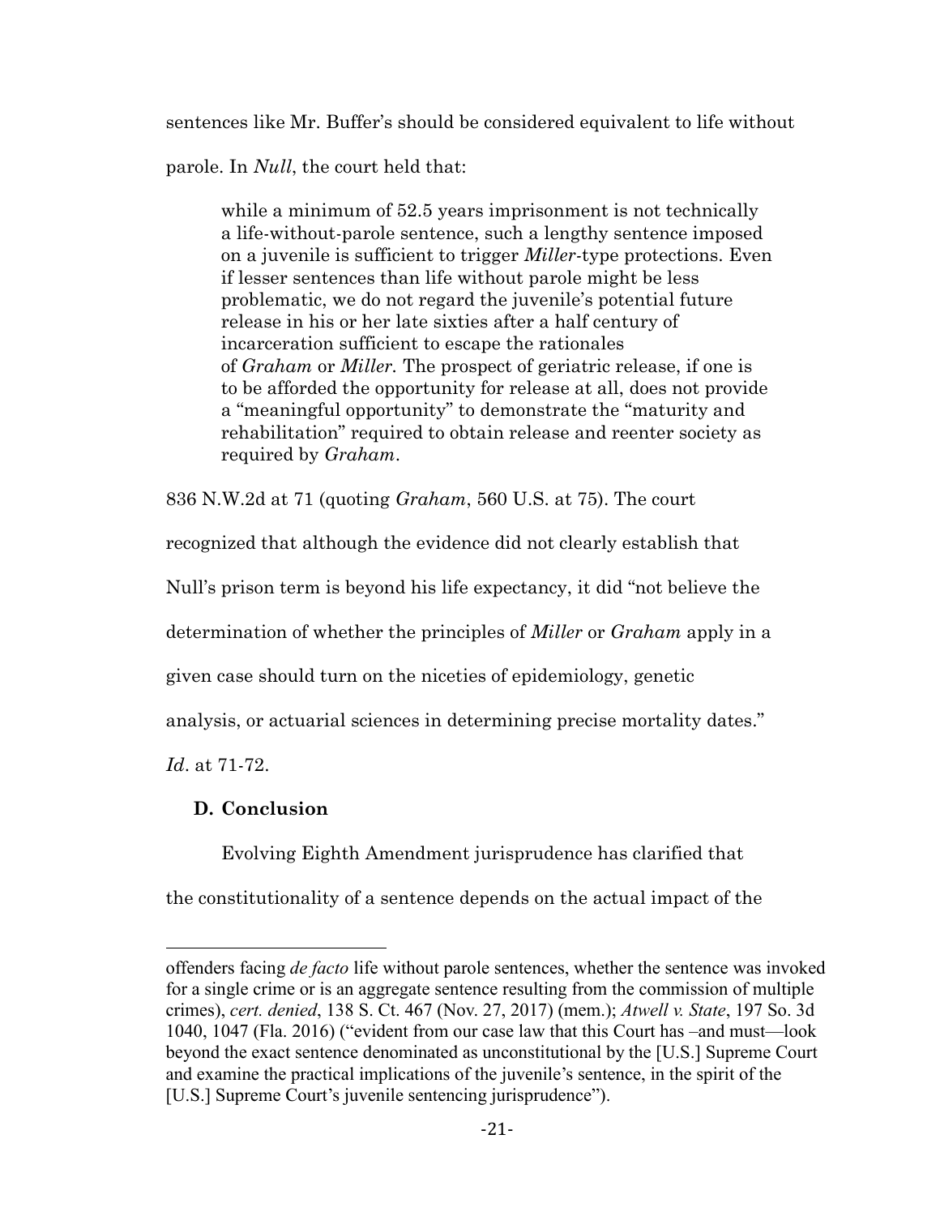sentences like Mr. Buffer's should be considered equivalent to life without parole. In *Null*, the court held that:

> while a minimum of 52.5 years imprisonment is not technically a life-without-parole sentence, such a lengthy sentence imposed on a juvenile is sufficient to trigger *Miller*-type protections. Even if lesser sentences than life without parole might be less problematic, we do not regard the juvenile's potential future release in his or her late sixties after a half century of incarceration sufficient to escape the rationales of *Graham* or *Miller*. The prospect of geriatric release, if one is to be afforded the opportunity for release at all, does not provide a "meaningful opportunity" to demonstrate the "maturity and rehabilitation" required to obtain release and reenter society as required by *Graham*.

836 N.W.2d at 71 (quoting *Graham*, 560 U.S. at 75). The court recognized that although the evidence did not clearly establish that Null's prison term is beyond his life expectancy, it did "not believe the determination of whether the principles of *Miller* or *Graham* apply in a given case should turn on the niceties of epidemiology, genetic analysis, or actuarial sciences in determining precise mortality dates." *Id*. at 71-72.

**D. Conclusion**

Evolving Eighth Amendment jurisprudence has clarified that the constitutionality of a sentence depends on the actual impact of the

---

offenders facing *de facto* life without parole sentences, whether the sentence was invoked for a single crime or is an aggregate sentence resulting from the commission of multiple crimes), *cert. denied*, 138 S. Ct. 467 (Nov. 27, 2017) (mem.); *Atwell v. State*, 197 So. 3d 1040, 1047 (Fla. 2016) ("evident from our case law that this Court has –and must—look beyond the exact sentence denominated as unconstitutional by the [U.S.] Supreme Court and examine the practical implications of the juvenile's sentence, in the spirit of the [U.S.] Supreme Court's juvenile sentencing jurisprudence").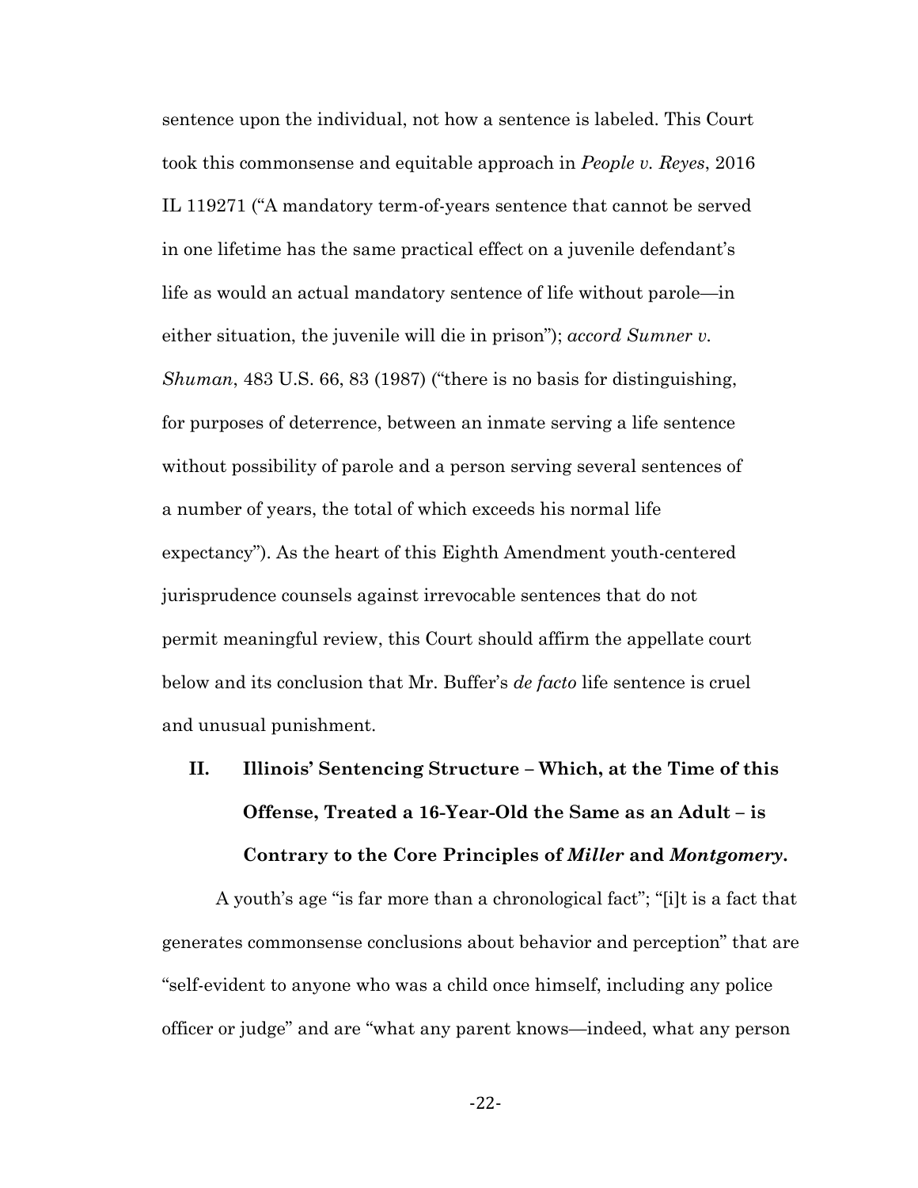sentence upon the individual, not how a sentence is labeled. This Court took this commonsense and equitable approach in *People v. Reyes*, 2016 IL 119271 ("A mandatory term-of-years sentence that cannot be served in one lifetime has the same practical effect on a juvenile defendant's life as would an actual mandatory sentence of life without parole—in either situation, the juvenile will die in prison"); *accord Sumner v. Shuman*, 483 U.S. 66, 83 (1987) ("there is no basis for distinguishing, for purposes of deterrence, between an inmate serving a life sentence without possibility of parole and a person serving several sentences of a number of years, the total of which exceeds his normal life expectancy"). As the heart of this Eighth Amendment youth-centered jurisprudence counsels against irrevocable sentences that do not permit meaningful review, this Court should affirm the appellate court below and its conclusion that Mr. Buffer's *de facto* life sentence is cruel and unusual punishment.

## II. Illinois' Sentencing Structure – Which, at the Time of this Offense, Treated a 16-Year-Old the Same as an Adult – is Contrary to the Core Principles of *Miller* and *Montgomery*.

A youth's age "is far more than a chronological fact"; "[i]t is a fact that generates commonsense conclusions about behavior and perception" that are "self-evident to anyone who was a child once himself, including any police officer or judge" and are "what any parent knows—indeed, what any person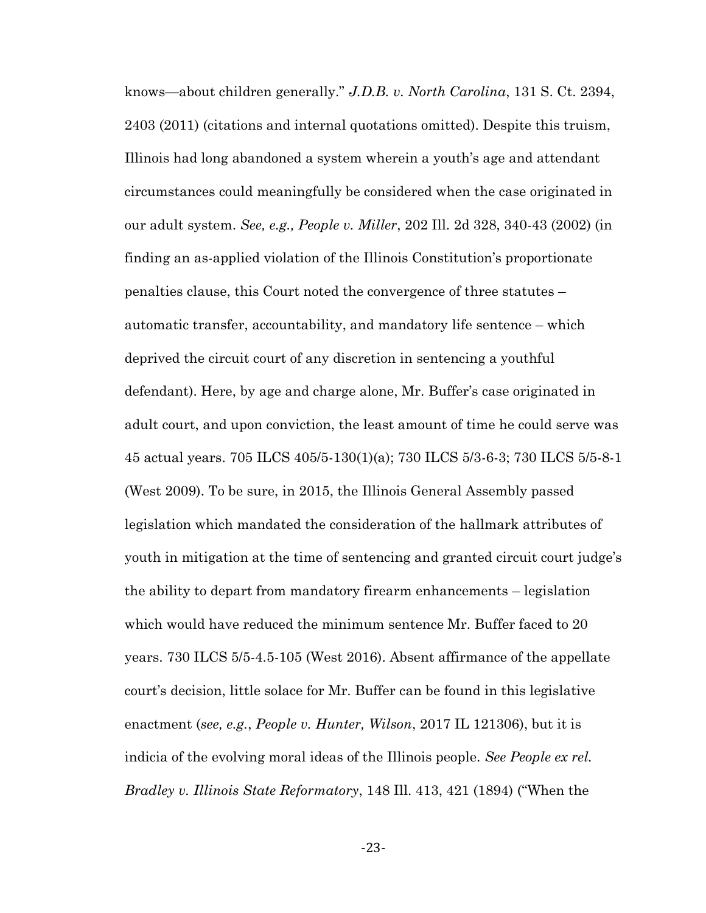knows—about children generally." *J.D.B. v. North Carolina*, 131 S. Ct. 2394, 2403 (2011) (citations and internal quotations omitted). Despite this truism, Illinois had long abandoned a system wherein a youth's age and attendant circumstances could meaningfully be considered when the case originated in our adult system. *See, e.g., People v. Miller*, 202 Ill. 2d 328, 340-43 (2002) (in finding an as-applied violation of the Illinois Constitution's proportionate penalties clause, this Court noted the convergence of three statutes – automatic transfer, accountability, and mandatory life sentence – which deprived the circuit court of any discretion in sentencing a youthful defendant). Here, by age and charge alone, Mr. Buffer's case originated in adult court, and upon conviction, the least amount of time he could serve was 45 actual years. 705 ILCS 405/5-130(1)(a); 730 ILCS 5/3-6-3; 730 ILCS 5/5-8-1 (West 2009). To be sure, in 2015, the Illinois General Assembly passed legislation which mandated the consideration of the hallmark attributes of youth in mitigation at the time of sentencing and granted circuit court judge's the ability to depart from mandatory firearm enhancements – legislation which would have reduced the minimum sentence Mr. Buffer faced to 20 years. 730 ILCS 5/5-4.5-105 (West 2016). Absent affirmance of the appellate court's decision, little solace for Mr. Buffer can be found in this legislative enactment (*see, e.g.*, *People v. Hunter, Wilson*, 2017 IL 121306), but it is indicia of the evolving moral ideas of the Illinois people. *See People ex rel. Bradley v. Illinois State Reformatory*, 148 Ill. 413, 421 (1894) ("When the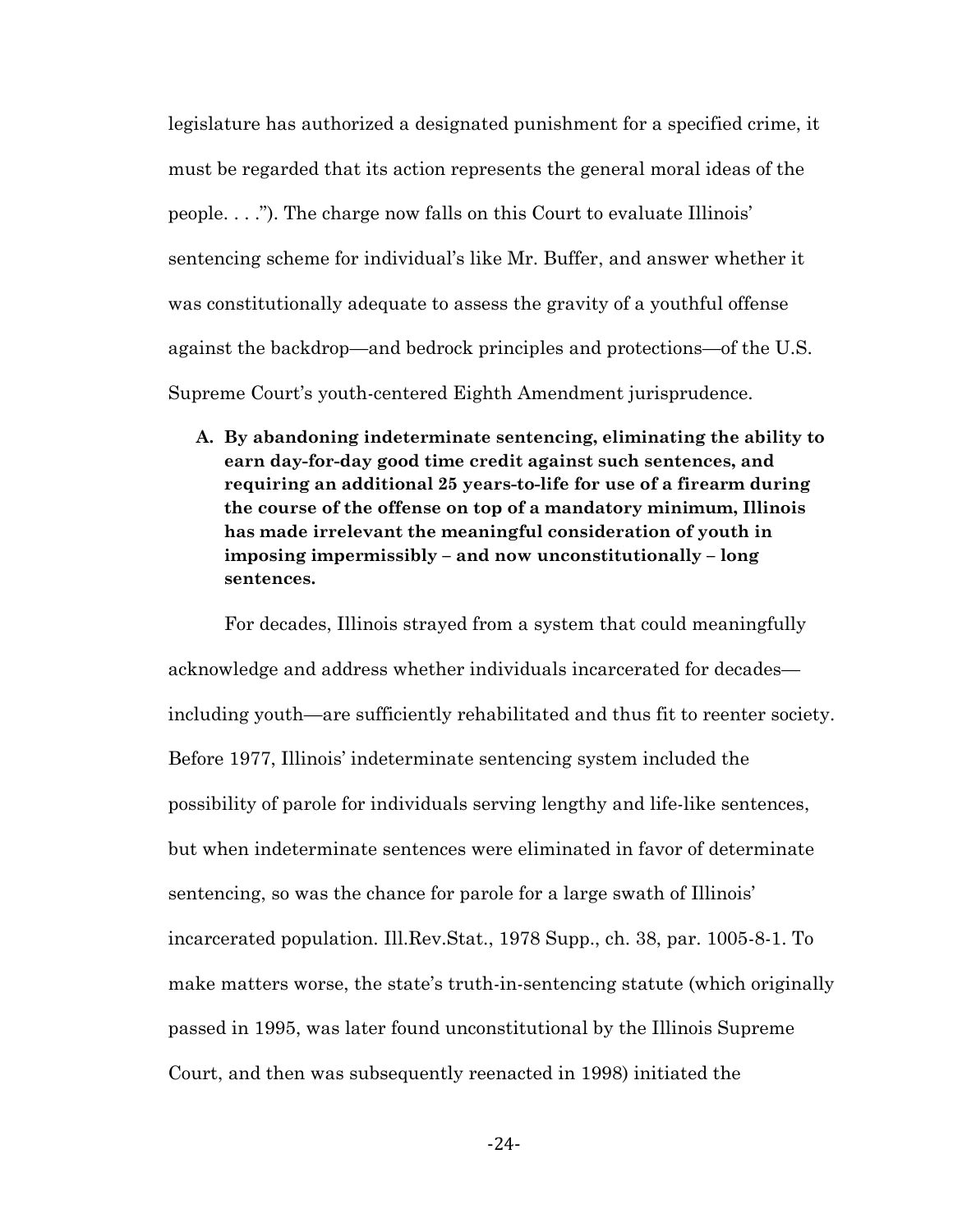legislature has authorized a designated punishment for a specified crime, it must be regarded that its action represents the general moral ideas of the people. . . ."). The charge now falls on this Court to evaluate Illinois' sentencing scheme for individual's like Mr. Buffer, and answer whether it was constitutionally adequate to assess the gravity of a youthful offense against the backdrop—and bedrock principles and protections—of the U.S. Supreme Court's youth-centered Eighth Amendment jurisprudence.

**A. By abandoning indeterminate sentencing, eliminating the ability to earn day-for-day good time credit against such sentences, and requiring an additional 25 years-to-life for use of a firearm during the course of the offense on top of a mandatory minimum, Illinois has made irrelevant the meaningful consideration of youth in imposing impermissibly – and now unconstitutionally – long sentences.**

For decades, Illinois strayed from a system that could meaningfully acknowledge and address whether individuals incarcerated for decades—including youth—are sufficiently rehabilitated and thus fit to reenter society. Before 1977, Illinois' indeterminate sentencing system included the possibility of parole for individuals serving lengthy and life-like sentences, but when indeterminate sentences were eliminated in favor of determinate sentencing, so was the chance for parole for a large swath of Illinois' incarcerated population. Ill.Rev.Stat., 1978 Supp., ch. 38, par. 1005-8-1. To make matters worse, the state's truth-in-sentencing statute (which originally passed in 1995, was later found unconstitutional by the Illinois Supreme Court, and then was subsequently reenacted in 1998) initiated the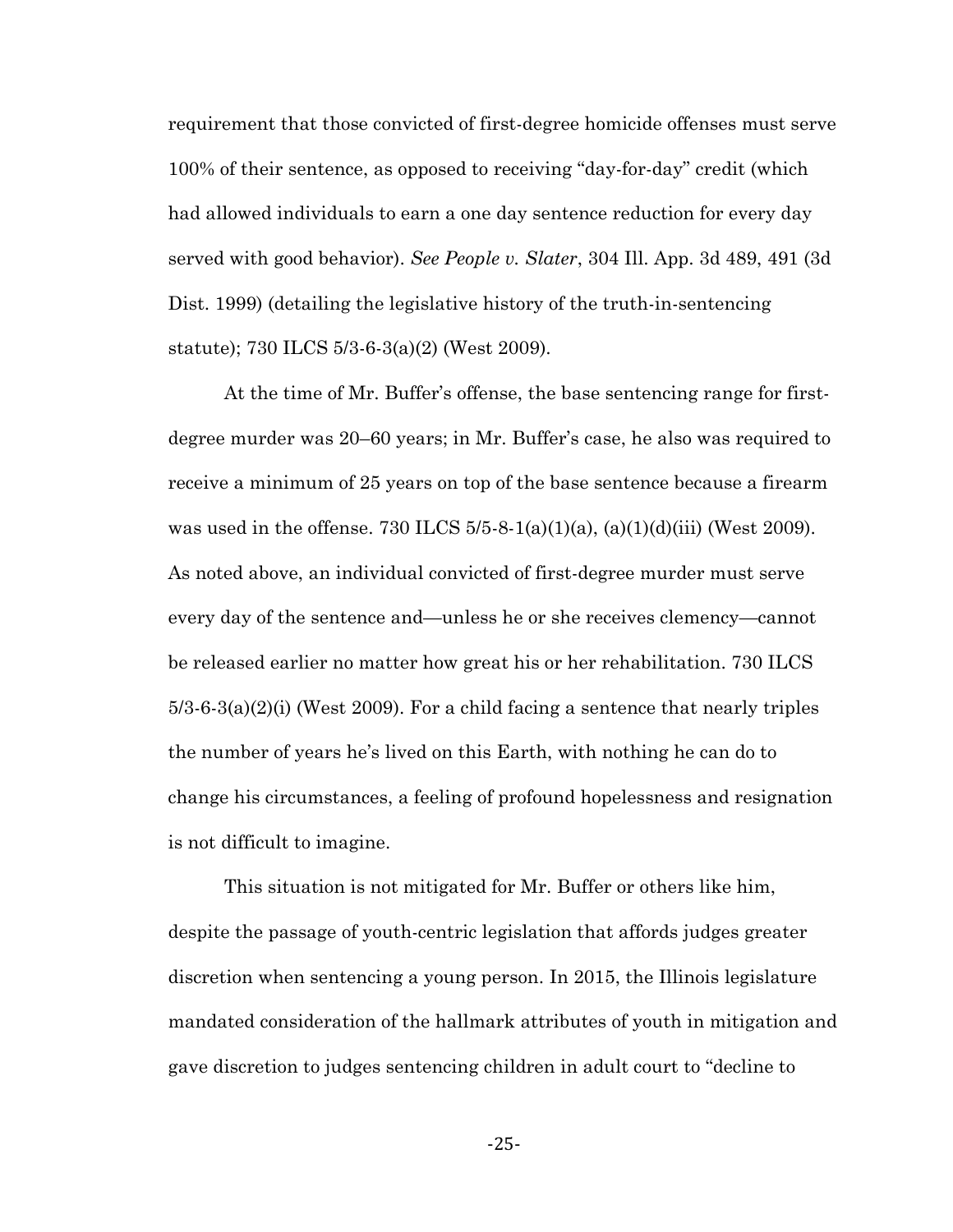requirement that those convicted of first-degree homicide offenses must serve 100% of their sentence, as opposed to receiving "day-for-day" credit (which had allowed individuals to earn a one day sentence reduction for every day served with good behavior). *See People v. Slater*, 304 Ill. App. 3d 489, 491 (3d Dist. 1999) (detailing the legislative history of the truth-in-sentencing statute); 730 ILCS 5/3-6-3(a)(2) (West 2009).

At the time of Mr. Buffer's offense, the base sentencing range for first-degree murder was 20–60 years; in Mr. Buffer's case, he also was required to receive a minimum of 25 years on top of the base sentence because a firearm was used in the offense. 730 ILCS 5/5-8-1(a)(1)(a), (a)(1)(d)(iii) (West 2009). As noted above, an individual convicted of first-degree murder must serve every day of the sentence and—unless he or she receives clemency—cannot be released earlier no matter how great his or her rehabilitation. 730 ILCS 5/3-6-3(a)(2)(i) (West 2009). For a child facing a sentence that nearly triples the number of years he's lived on this Earth, with nothing he can do to change his circumstances, a feeling of profound hopelessness and resignation is not difficult to imagine.

This situation is not mitigated for Mr. Buffer or others like him, despite the passage of youth-centric legislation that affords judges greater discretion when sentencing a young person. In 2015, the Illinois legislature mandated consideration of the hallmark attributes of youth in mitigation and gave discretion to judges sentencing children in adult court to "decline to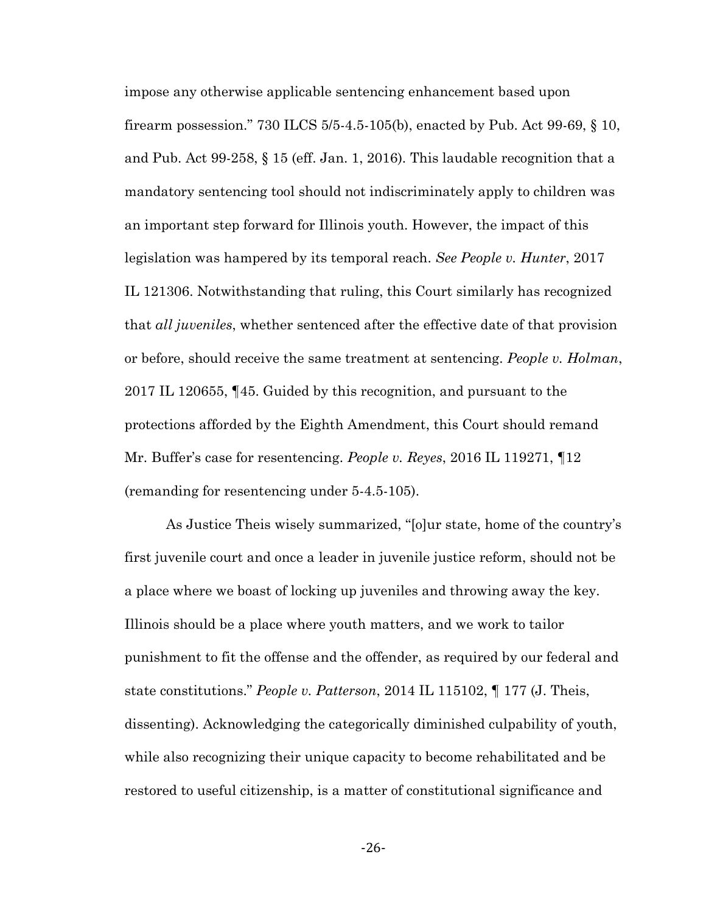impose any otherwise applicable sentencing enhancement based upon firearm possession." 730 ILCS 5/5-4.5-105(b), enacted by Pub. Act 99-69, § 10, and Pub. Act 99-258, § 15 (eff. Jan. 1, 2016). This laudable recognition that a mandatory sentencing tool should not indiscriminately apply to children was an important step forward for Illinois youth. However, the impact of this legislation was hampered by its temporal reach. *See People v. Hunter*, 2017 IL 121306. Notwithstanding that ruling, this Court similarly has recognized that *all juveniles*, whether sentenced after the effective date of that provision or before, should receive the same treatment at sentencing. *People v. Holman*, 2017 IL 120655, ¶45. Guided by this recognition, and pursuant to the protections afforded by the Eighth Amendment, this Court should remand Mr. Buffer's case for resentencing. *People v. Reyes*, 2016 IL 119271, ¶12 (remanding for resentencing under 5-4.5-105).

As Justice Theis wisely summarized, "[o]ur state, home of the country's first juvenile court and once a leader in juvenile justice reform, should not be a place where we boast of locking up juveniles and throwing away the key. Illinois should be a place where youth matters, and we work to tailor punishment to fit the offense and the offender, as required by our federal and state constitutions." *People v. Patterson*, 2014 IL 115102, ¶ 177 (J. Theis, dissenting). Acknowledging the categorically diminished culpability of youth, while also recognizing their unique capacity to become rehabilitated and be restored to useful citizenship, is a matter of constitutional significance and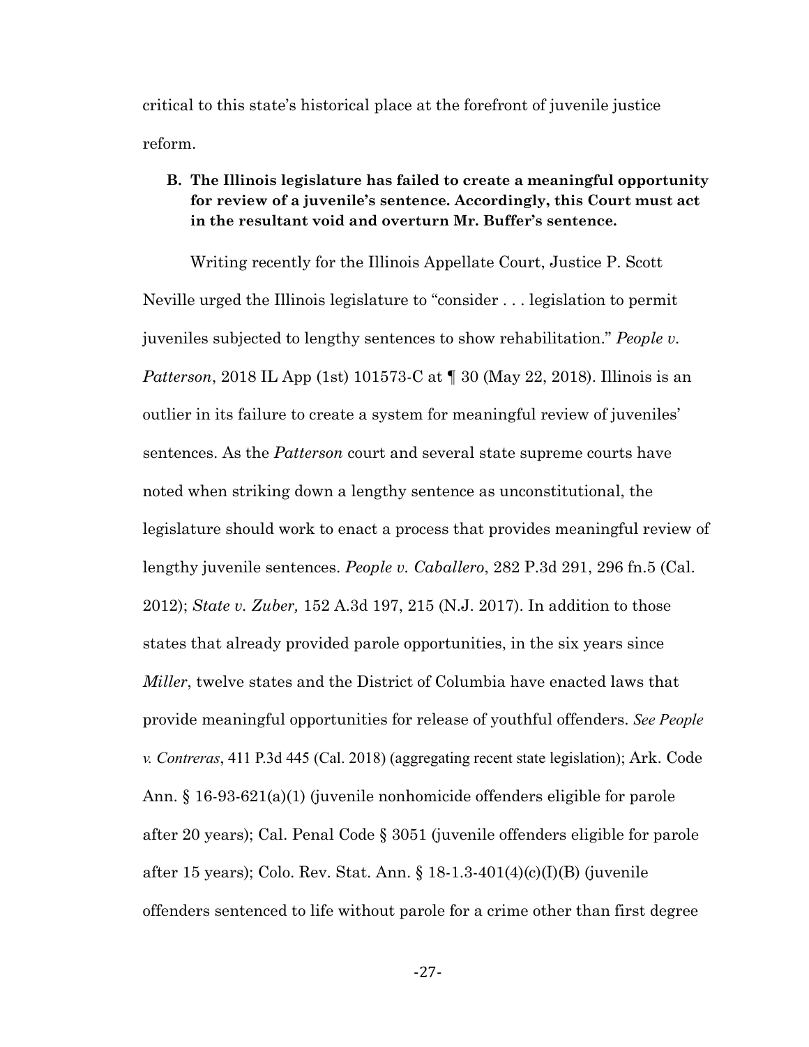critical to this state's historical place at the forefront of juvenile justice reform.

**B. The Illinois legislature has failed to create a meaningful opportunity for review of a juvenile's sentence. Accordingly, this Court must act in the resultant void and overturn Mr. Buffer's sentence.**

Writing recently for the Illinois Appellate Court, Justice P. Scott Neville urged the Illinois legislature to "consider . . . legislation to permit juveniles subjected to lengthy sentences to show rehabilitation." *People v. Patterson*, 2018 IL App (1st) 101573-C at ¶ 30 (May 22, 2018). Illinois is an outlier in its failure to create a system for meaningful review of juveniles' sentences. As the *Patterson* court and several state supreme courts have noted when striking down a lengthy sentence as unconstitutional, the legislature should work to enact a process that provides meaningful review of lengthy juvenile sentences. *People v. Caballero*, 282 P.3d 291, 296 fn.5 (Cal. 2012); *State v. Zuber,* 152 A.3d 197, 215 (N.J. 2017). In addition to those states that already provided parole opportunities, in the six years since *Miller*, twelve states and the District of Columbia have enacted laws that provide meaningful opportunities for release of youthful offenders. *See People v. Contreras*, 411 P.3d 445 (Cal. 2018) (aggregating recent state legislation); Ark. Code Ann. § 16-93-621(a)(1) (juvenile nonhomicide offenders eligible for parole after 20 years); Cal. Penal Code § 3051 (juvenile offenders eligible for parole after 15 years); Colo. Rev. Stat. Ann. § 18-1.3-401(4)(c)(I)(B) (juvenile offenders sentenced to life without parole for a crime other than first degree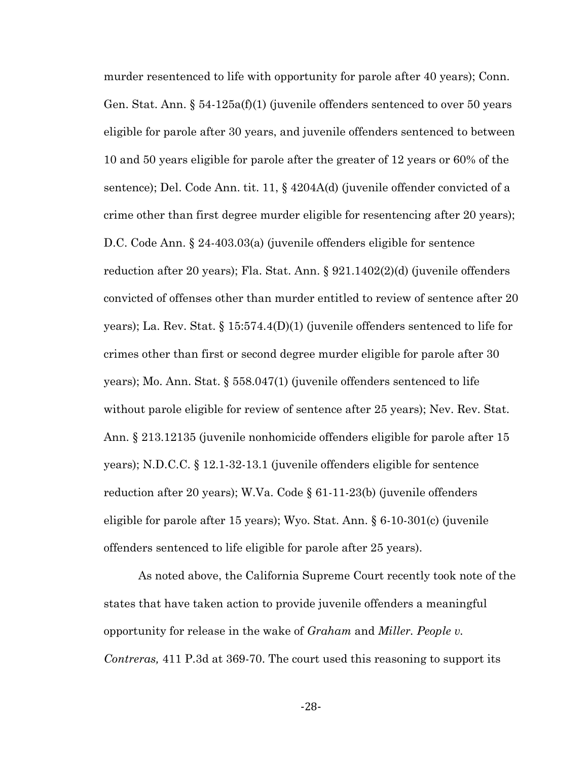murder resentenced to life with opportunity for parole after 40 years); Conn. Gen. Stat. Ann. § 54-125a(f)(1) (juvenile offenders sentenced to over 50 years eligible for parole after 30 years, and juvenile offenders sentenced to between 10 and 50 years eligible for parole after the greater of 12 years or 60% of the sentence); Del. Code Ann. tit. 11, § 4204A(d) (juvenile offender convicted of a crime other than first degree murder eligible for resentencing after 20 years); D.C. Code Ann. § 24-403.03(a) (juvenile offenders eligible for sentence reduction after 20 years); Fla. Stat. Ann. § 921.1402(2)(d) (juvenile offenders convicted of offenses other than murder entitled to review of sentence after 20 years); La. Rev. Stat. § 15:574.4(D)(1) (juvenile offenders sentenced to life for crimes other than first or second degree murder eligible for parole after 30 years); Mo. Ann. Stat. § 558.047(1) (juvenile offenders sentenced to life without parole eligible for review of sentence after 25 years); Nev. Rev. Stat. Ann. § 213.12135 (juvenile nonhomicide offenders eligible for parole after 15 years); N.D.C.C. § 12.1-32-13.1 (juvenile offenders eligible for sentence reduction after 20 years); W.Va. Code § 61-11-23(b) (juvenile offenders eligible for parole after 15 years); Wyo. Stat. Ann. § 6-10-301(c) (juvenile offenders sentenced to life eligible for parole after 25 years).

As noted above, the California Supreme Court recently took note of the states that have taken action to provide juvenile offenders a meaningful opportunity for release in the wake of *Graham* and *Miller*. *People v. Contreras,* 411 P.3d at 369-70. The court used this reasoning to support its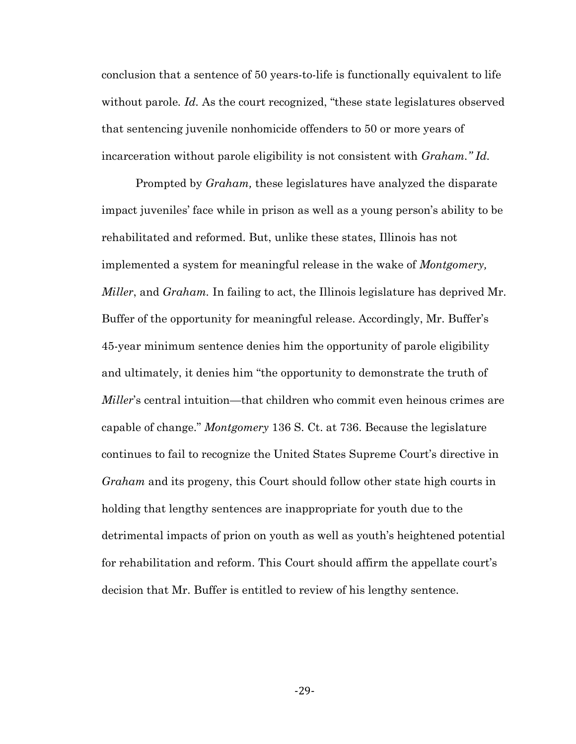conclusion that a sentence of 50 years-to-life is functionally equivalent to life without parole. *Id.* As the court recognized, "these state legislatures observed that sentencing juvenile nonhomicide offenders to 50 or more years of incarceration without parole eligibility is not consistent with *Graham." Id.*

Prompted by *Graham,* these legislatures have analyzed the disparate impact juveniles' face while in prison as well as a young person's ability to be rehabilitated and reformed. But, unlike these states, Illinois has not implemented a system for meaningful release in the wake of *Montgomery, Miller*, and *Graham.* In failing to act, the Illinois legislature has deprived Mr. Buffer of the opportunity for meaningful release. Accordingly, Mr. Buffer's 45-year minimum sentence denies him the opportunity of parole eligibility and ultimately, it denies him "the opportunity to demonstrate the truth of *Miller*'s central intuition—that children who commit even heinous crimes are capable of change." *Montgomery* 136 S. Ct. at 736. Because the legislature continues to fail to recognize the United States Supreme Court's directive in *Graham* and its progeny, this Court should follow other state high courts in holding that lengthy sentences are inappropriate for youth due to the detrimental impacts of prion on youth as well as youth's heightened potential for rehabilitation and reform. This Court should affirm the appellate court's decision that Mr. Buffer is entitled to review of his lengthy sentence.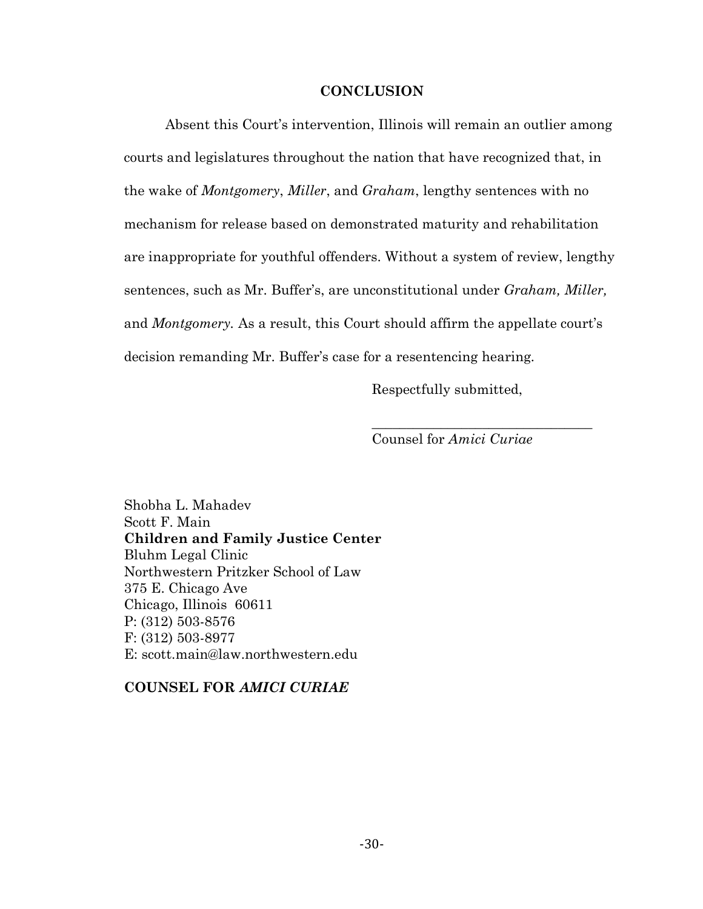## CONCLUSION

Absent this Court's intervention, Illinois will remain an outlier among courts and legislatures throughout the nation that have recognized that, in the wake of *Montgomery*, *Miller*, and *Graham*, lengthy sentences with no mechanism for release based on demonstrated maturity and rehabilitation are inappropriate for youthful offenders. Without a system of review, lengthy sentences, such as Mr. Buffer's, are unconstitutional under *Graham, Miller,* and *Montgomery.* As a result, this Court should affirm the appellate court's decision remanding Mr. Buffer's case for a resentencing hearing.

Respectfully submitted,

\_\_\_\_\_\_\_\_\_\_\_\_\_\_\_\_\_\_\_\_\_\_\_\_\_\_\_\_\_\_\_\_

Counsel for *Amici Curiae*

Shobha L. Mahadev
Scott F. Main
**Children and Family Justice Center**
Bluhm Legal Clinic
Northwestern Pritzker School of Law
375 E. Chicago Ave
Chicago, Illinois 60611
P: (312) 503-8576
F: (312) 503-8977
E: scott.main@law.northwestern.edu

**COUNSEL FOR *AMICI CURIAE***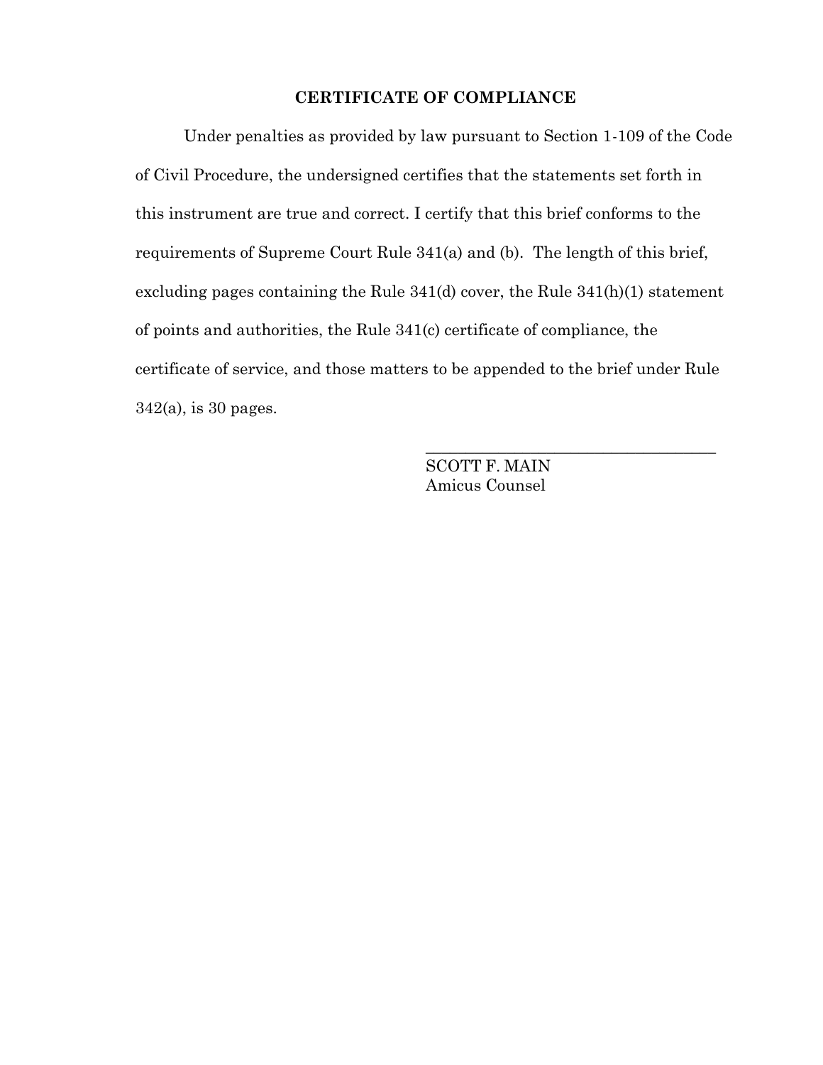**CERTIFICATE OF COMPLIANCE**

Under penalties as provided by law pursuant to Section 1-109 of the Code of Civil Procedure, the undersigned certifies that the statements set forth in this instrument are true and correct. I certify that this brief conforms to the requirements of Supreme Court Rule 341(a) and (b). The length of this brief, excluding pages containing the Rule 341(d) cover, the Rule 341(h)(1) statement of points and authorities, the Rule 341(c) certificate of compliance, the certificate of service, and those matters to be appended to the brief under Rule 342(a), is 30 pages.

\_\_\_\_\_\_\_\_\_\_\_\_\_\_\_\_\_\_\_\_\_\_\_\_\_\_\_\_\_\_\_\_\_\_\_\_

SCOTT F. MAIN
Amicus Counsel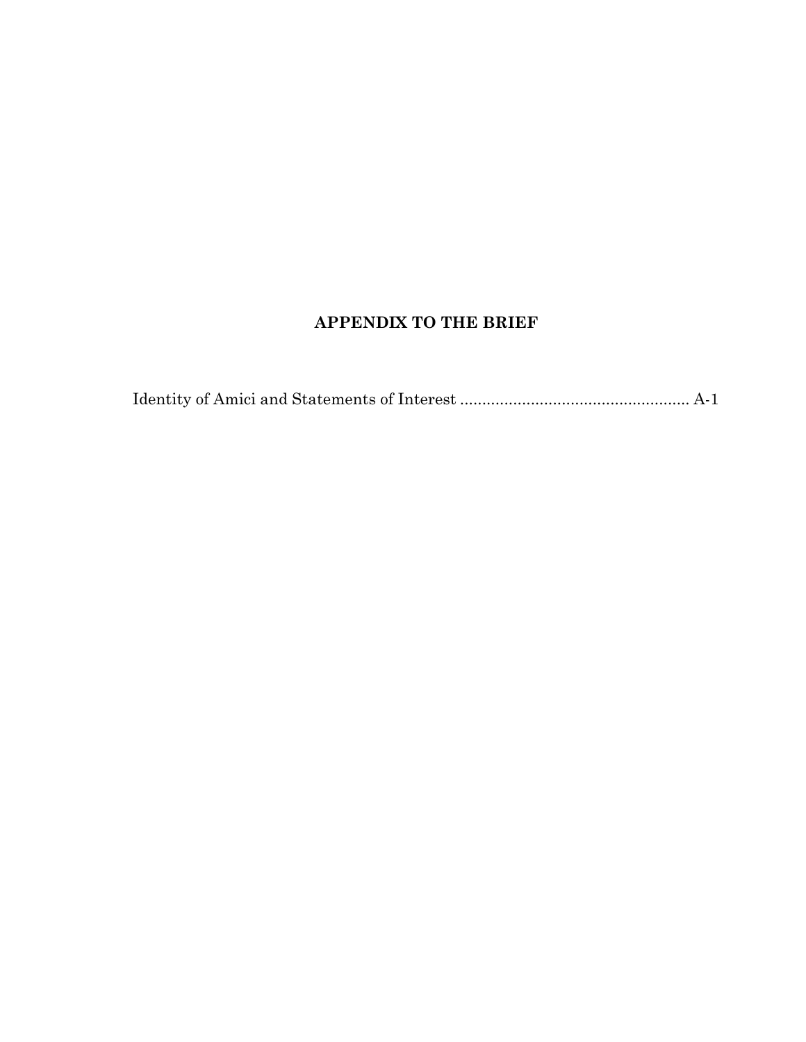## APPENDIX TO THE BRIEF

Identity of Amici and Statements of Interest .................................................... A-1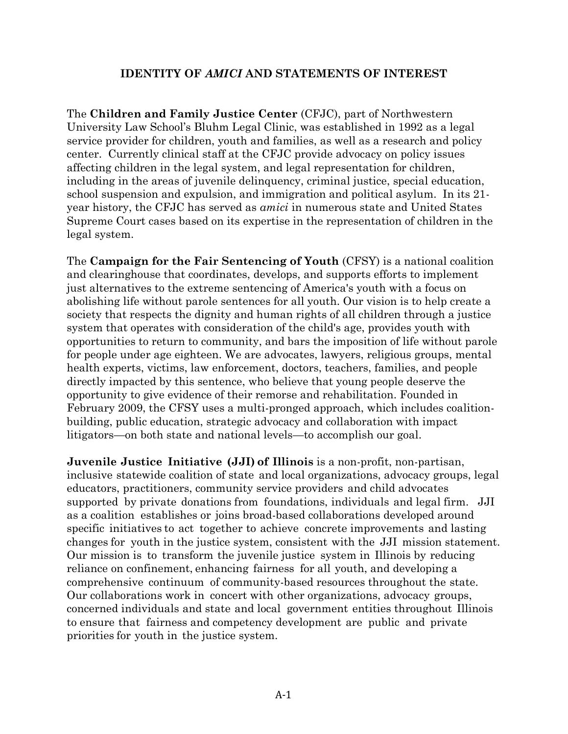## IDENTITY OF *AMICI* AND STATEMENTS OF INTEREST

The **Children and Family Justice Center** (CFJC), part of Northwestern University Law School's Bluhm Legal Clinic, was established in 1992 as a legal service provider for children, youth and families, as well as a research and policy center. Currently clinical staff at the CFJC provide advocacy on policy issues affecting children in the legal system, and legal representation for children, including in the areas of juvenile delinquency, criminal justice, special education, school suspension and expulsion, and immigration and political asylum. In its 21-year history, the CFJC has served as *amici* in numerous state and United States Supreme Court cases based on its expertise in the representation of children in the legal system.

The **Campaign for the Fair Sentencing of Youth** (CFSY) is a national coalition and clearinghouse that coordinates, develops, and supports efforts to implement just alternatives to the extreme sentencing of America's youth with a focus on abolishing life without parole sentences for all youth. Our vision is to help create a society that respects the dignity and human rights of all children through a justice system that operates with consideration of the child's age, provides youth with opportunities to return to community, and bars the imposition of life without parole for people under age eighteen. We are advocates, lawyers, religious groups, mental health experts, victims, law enforcement, doctors, teachers, families, and people directly impacted by this sentence, who believe that young people deserve the opportunity to give evidence of their remorse and rehabilitation. Founded in February 2009, the CFSY uses a multi-pronged approach, which includes coalition-building, public education, strategic advocacy and collaboration with impact litigators—on both state and national levels—to accomplish our goal.

**Juvenile Justice Initiative (JJI) of Illinois** is a non-profit, non-partisan, inclusive statewide coalition of state and local organizations, advocacy groups, legal educators, practitioners, community service providers and child advocates supported by private donations from foundations, individuals and legal firm. JJI as a coalition establishes or joins broad-based collaborations developed around specific initiatives to act together to achieve concrete improvements and lasting changes for youth in the justice system, consistent with the JJI mission statement. Our mission is to transform the juvenile justice system in Illinois by reducing reliance on confinement, enhancing fairness for all youth, and developing a comprehensive continuum of community-based resources throughout the state. Our collaborations work in concert with other organizations, advocacy groups, concerned individuals and state and local government entities throughout Illinois to ensure that fairness and competency development are public and private priorities for youth in the justice system.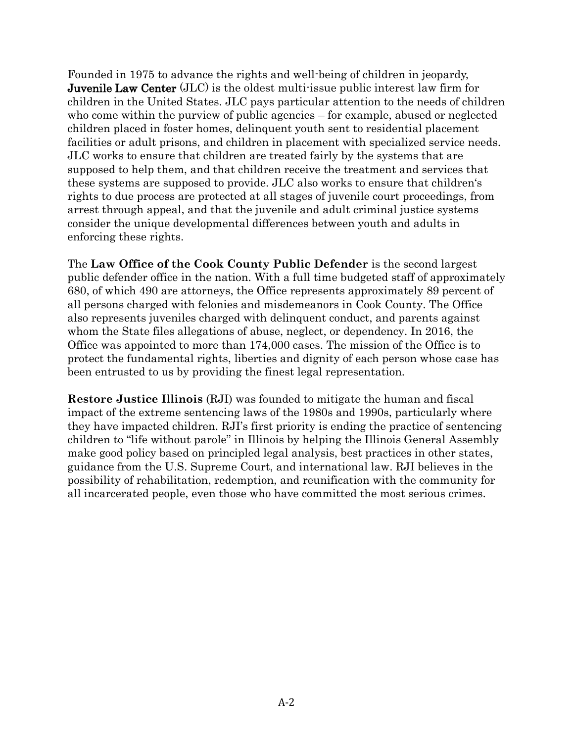Founded in 1975 to advance the rights and well-being of children in jeopardy, **Juvenile Law Center** (JLC) is the oldest multi-issue public interest law firm for children in the United States. JLC pays particular attention to the needs of children who come within the purview of public agencies – for example, abused or neglected children placed in foster homes, delinquent youth sent to residential placement facilities or adult prisons, and children in placement with specialized service needs. JLC works to ensure that children are treated fairly by the systems that are supposed to help them, and that children receive the treatment and services that these systems are supposed to provide. JLC also works to ensure that children's rights to due process are protected at all stages of juvenile court proceedings, from arrest through appeal, and that the juvenile and adult criminal justice systems consider the unique developmental differences between youth and adults in enforcing these rights.

The **Law Office of the Cook County Public Defender** is the second largest public defender office in the nation. With a full time budgeted staff of approximately 680, of which 490 are attorneys, the Office represents approximately 89 percent of all persons charged with felonies and misdemeanors in Cook County. The Office also represents juveniles charged with delinquent conduct, and parents against whom the State files allegations of abuse, neglect, or dependency. In 2016, the Office was appointed to more than 174,000 cases. The mission of the Office is to protect the fundamental rights, liberties and dignity of each person whose case has been entrusted to us by providing the finest legal representation.

**Restore Justice Illinois** (RJI) was founded to mitigate the human and fiscal impact of the extreme sentencing laws of the 1980s and 1990s, particularly where they have impacted children. RJI's first priority is ending the practice of sentencing children to "life without parole" in Illinois by helping the Illinois General Assembly make good policy based on principled legal analysis, best practices in other states, guidance from the U.S. Supreme Court, and international law. RJI believes in the possibility of rehabilitation, redemption, and reunification with the community for all incarcerated people, even those who have committed the most serious crimes.